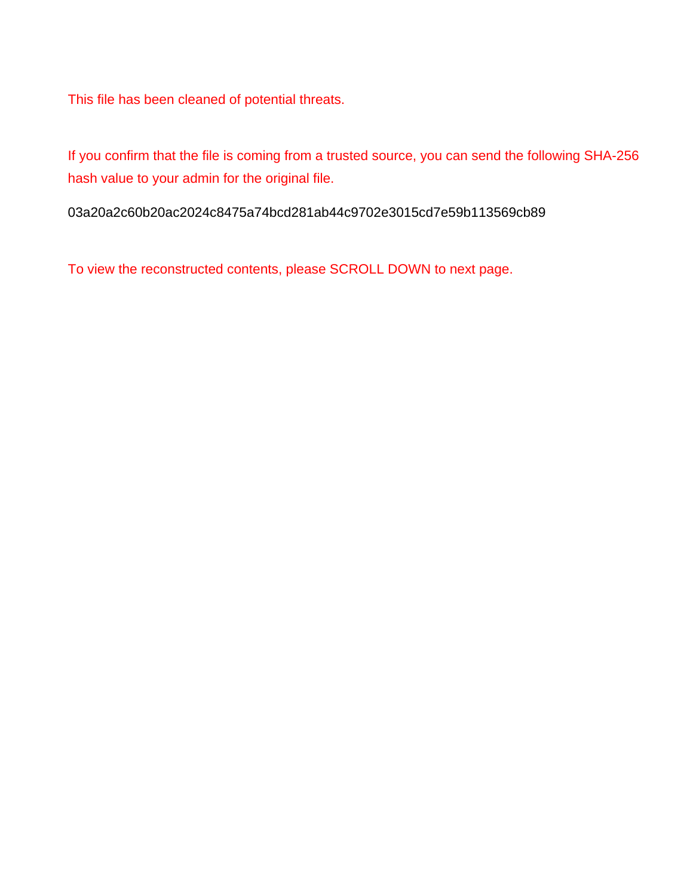This file has been cleaned of potential threats.

If you confirm that the file is coming from a trusted source, you can send the following SHA-256 hash value to your admin for the original file.

03a20a2c60b20ac2024c8475a74bcd281ab44c9702e3015cd7e59b113569cb89

To view the reconstructed contents, please SCROLL DOWN to next page.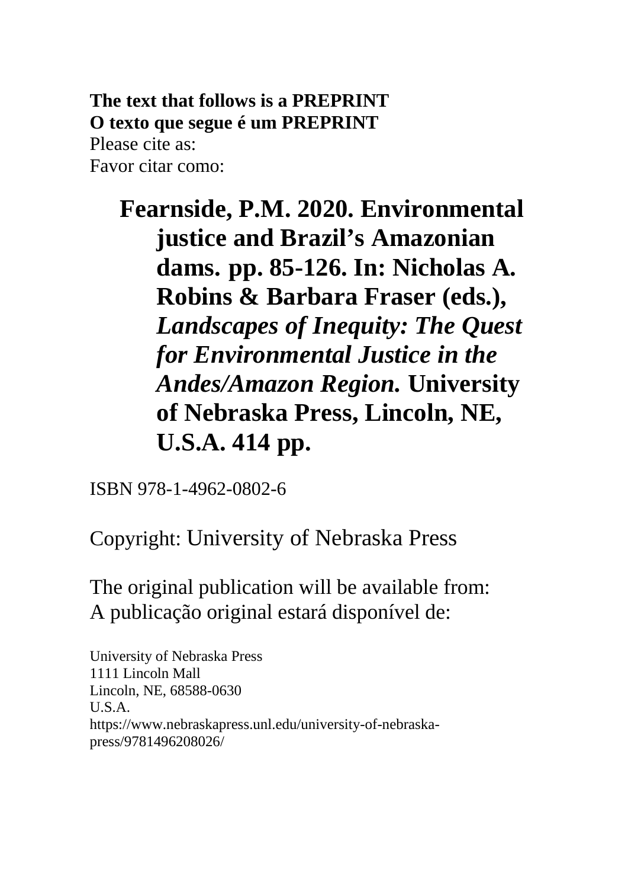**The text that follows is a PREPRINT**
**O texto que segue é um PREPRINT**

Please cite as:
Favor citar como:

**Fearnside, P.M. 2020. Environmental justice and Brazil's Amazonian dams. pp. 85-126. In: Nicholas A. Robins & Barbara Fraser (eds.), *Landscapes of Inequity: The Quest for Environmental Justice in the Andes/Amazon Region.* University of Nebraska Press, Lincoln, NE, U.S.A. 414 pp.**

ISBN 978-1-4962-0802-6

Copyright: University of Nebraska Press

The original publication will be available from:
A publicação original estará disponível de:

University of Nebraska Press
1111 Lincoln Mall
Lincoln, NE, 68588-0630
U.S.A.
https://www.nebraskapress.unl.edu/university-of-nebraska-press/9781496208026/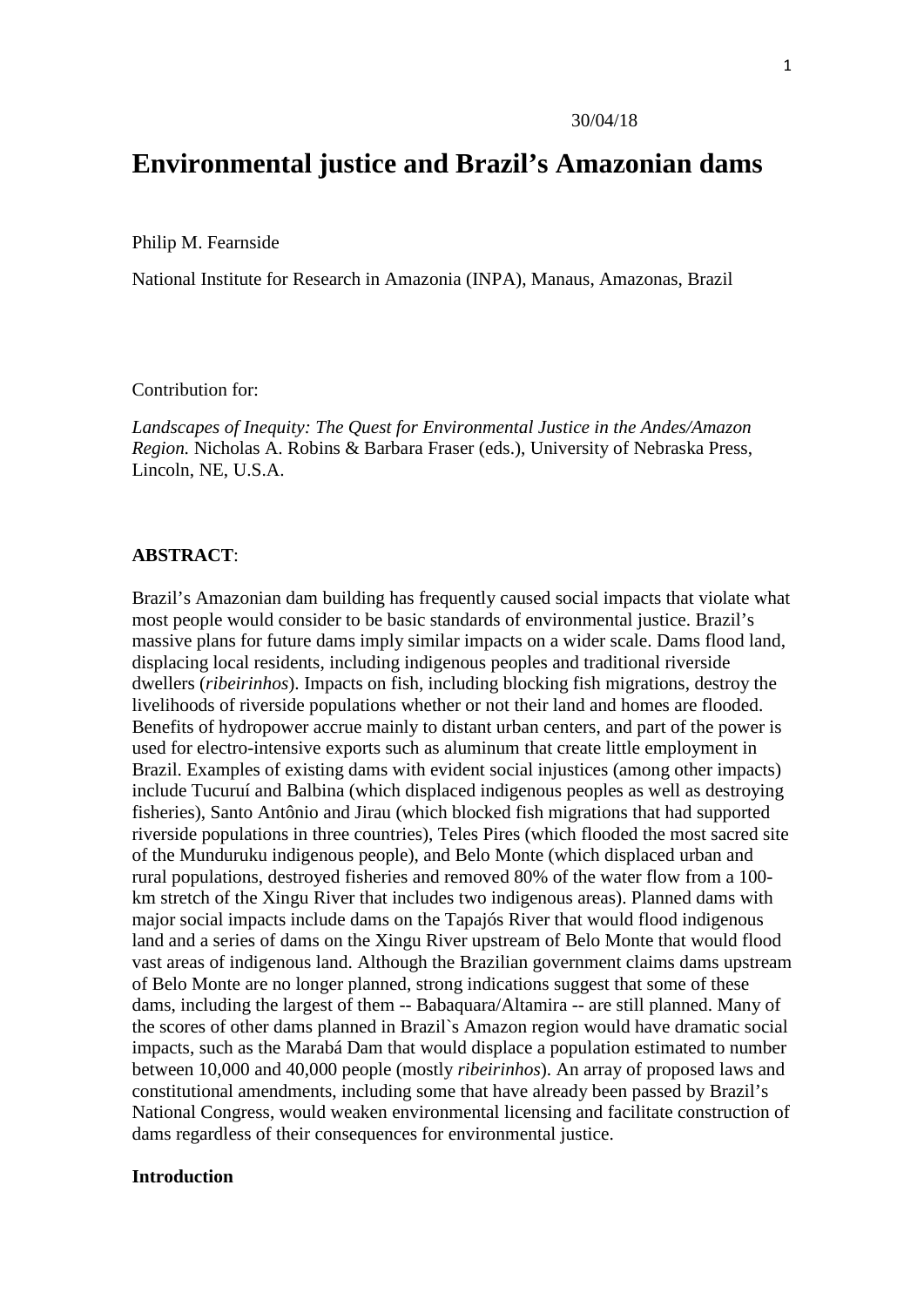30/04/18

# Environmental justice and Brazil's Amazonian dams

Philip M. Fearnside

National Institute for Research in Amazonia (INPA), Manaus, Amazonas, Brazil

Contribution for:

*Landscapes of Inequity: The Quest for Environmental Justice in the Andes/Amazon Region.* Nicholas A. Robins & Barbara Fraser (eds.), University of Nebraska Press, Lincoln, NE, U.S.A.

**ABSTRACT**:

Brazil's Amazonian dam building has frequently caused social impacts that violate what most people would consider to be basic standards of environmental justice. Brazil's massive plans for future dams imply similar impacts on a wider scale. Dams flood land, displacing local residents, including indigenous peoples and traditional riverside dwellers (*ribeirinhos*). Impacts on fish, including blocking fish migrations, destroy the livelihoods of riverside populations whether or not their land and homes are flooded. Benefits of hydropower accrue mainly to distant urban centers, and part of the power is used for electro-intensive exports such as aluminum that create little employment in Brazil. Examples of existing dams with evident social injustices (among other impacts) include Tucuruí and Balbina (which displaced indigenous peoples as well as destroying fisheries), Santo Antônio and Jirau (which blocked fish migrations that had supported riverside populations in three countries), Teles Pires (which flooded the most sacred site of the Munduruku indigenous people), and Belo Monte (which displaced urban and rural populations, destroyed fisheries and removed 80% of the water flow from a 100-km stretch of the Xingu River that includes two indigenous areas). Planned dams with major social impacts include dams on the Tapajós River that would flood indigenous land and a series of dams on the Xingu River upstream of Belo Monte that would flood vast areas of indigenous land. Although the Brazilian government claims dams upstream of Belo Monte are no longer planned, strong indications suggest that some of these dams, including the largest of them -- Babaquara/Altamira -- are still planned. Many of the scores of other dams planned in Brazil`s Amazon region would have dramatic social impacts, such as the Marabá Dam that would displace a population estimated to number between 10,000 and 40,000 people (mostly *ribeirinhos*). An array of proposed laws and constitutional amendments, including some that have already been passed by Brazil's National Congress, would weaken environmental licensing and facilitate construction of dams regardless of their consequences for environmental justice.

## Introduction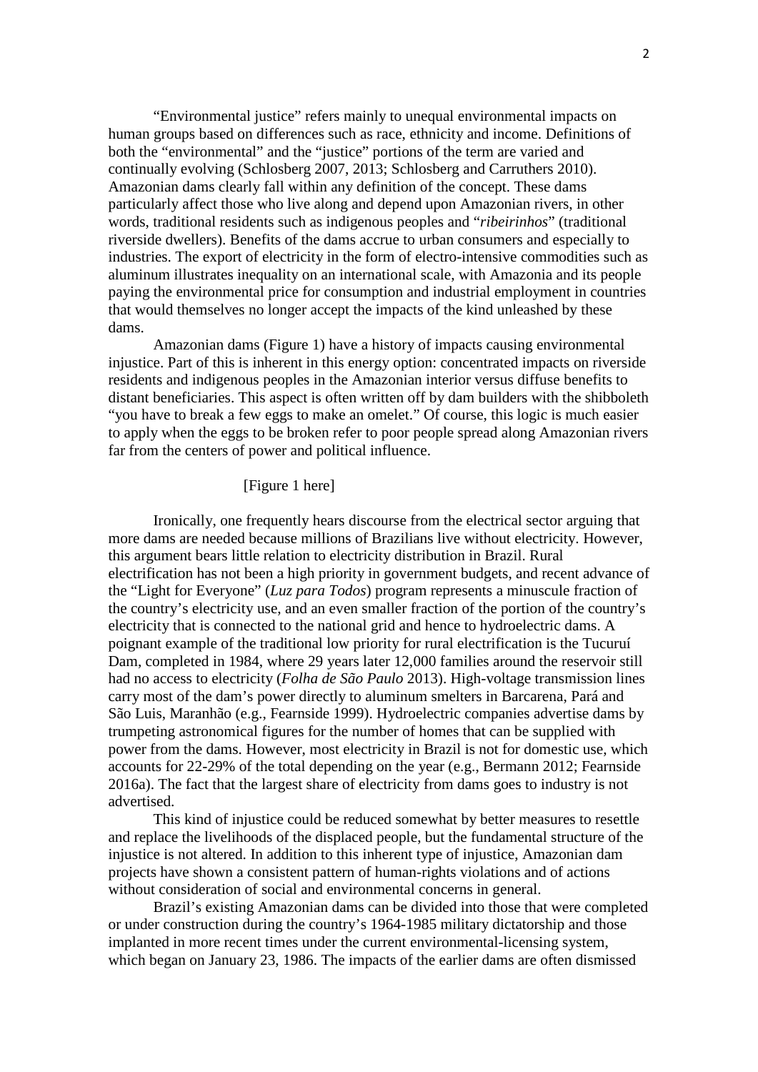“Environmental justice” refers mainly to unequal environmental impacts on human groups based on differences such as race, ethnicity and income. Definitions of both the “environmental” and the “justice” portions of the term are varied and continually evolving (Schlosberg 2007, 2013; Schlosberg and Carruthers 2010). Amazonian dams clearly fall within any definition of the concept. These dams particularly affect those who live along and depend upon Amazonian rivers, in other words, traditional residents such as indigenous peoples and “*ribeirinhos*” (traditional riverside dwellers). Benefits of the dams accrue to urban consumers and especially to industries. The export of electricity in the form of electro-intensive commodities such as aluminum illustrates inequality on an international scale, with Amazonia and its people paying the environmental price for consumption and industrial employment in countries that would themselves no longer accept the impacts of the kind unleashed by these dams.

Amazonian dams (Figure 1) have a history of impacts causing environmental injustice. Part of this is inherent in this energy option: concentrated impacts on riverside residents and indigenous peoples in the Amazonian interior versus diffuse benefits to distant beneficiaries. This aspect is often written off by dam builders with the shibboleth “you have to break a few eggs to make an omelet.” Of course, this logic is much easier to apply when the eggs to be broken refer to poor people spread along Amazonian rivers far from the centers of power and political influence.

[Figure 1 here]

Ironically, one frequently hears discourse from the electrical sector arguing that more dams are needed because millions of Brazilians live without electricity. However, this argument bears little relation to electricity distribution in Brazil. Rural electrification has not been a high priority in government budgets, and recent advance of the “Light for Everyone” (*Luz para Todos*) program represents a minuscule fraction of the country’s electricity use, and an even smaller fraction of the portion of the country’s electricity that is connected to the national grid and hence to hydroelectric dams. A poignant example of the traditional low priority for rural electrification is the Tucuruí Dam, completed in 1984, where 29 years later 12,000 families around the reservoir still had no access to electricity (*Folha de São Paulo* 2013). High-voltage transmission lines carry most of the dam’s power directly to aluminum smelters in Barcarena, Pará and São Luis, Maranhão (e.g., Fearnside 1999). Hydroelectric companies advertise dams by trumpeting astronomical figures for the number of homes that can be supplied with power from the dams. However, most electricity in Brazil is not for domestic use, which accounts for 22-29% of the total depending on the year (e.g., Bermann 2012; Fearnside 2016a). The fact that the largest share of electricity from dams goes to industry is not advertised.

This kind of injustice could be reduced somewhat by better measures to resettle and replace the livelihoods of the displaced people, but the fundamental structure of the injustice is not altered. In addition to this inherent type of injustice, Amazonian dam projects have shown a consistent pattern of human-rights violations and of actions without consideration of social and environmental concerns in general.

Brazil’s existing Amazonian dams can be divided into those that were completed or under construction during the country’s 1964-1985 military dictatorship and those implanted in more recent times under the current environmental-licensing system, which began on January 23, 1986. The impacts of the earlier dams are often dismissed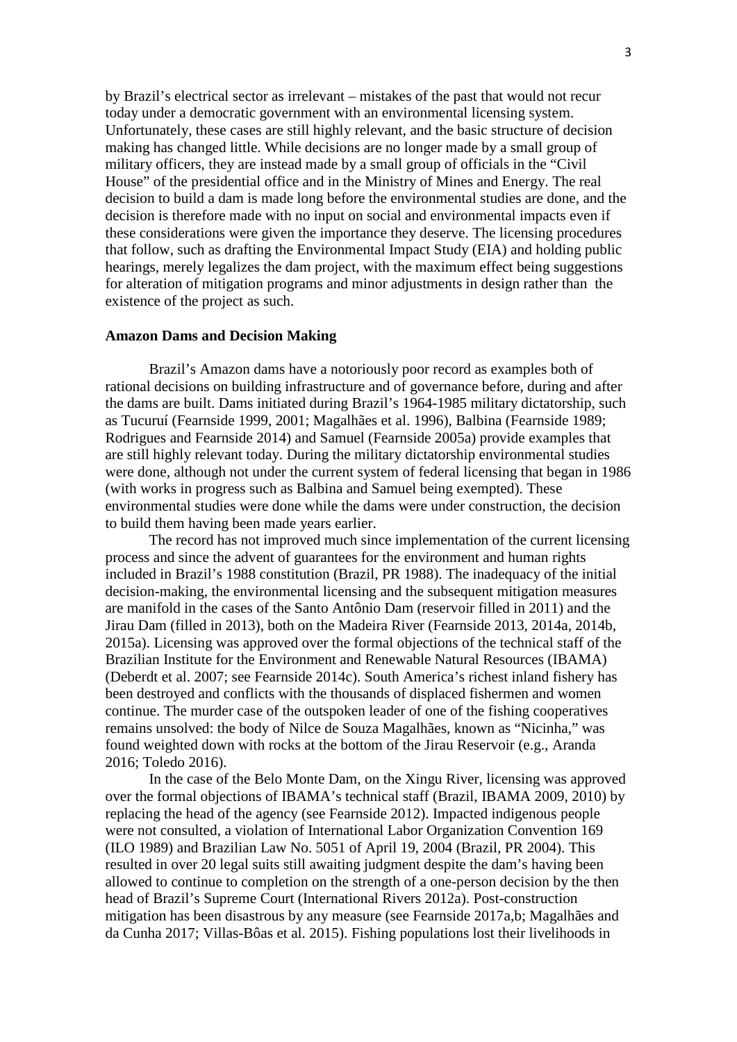by Brazil's electrical sector as irrelevant – mistakes of the past that would not recur today under a democratic government with an environmental licensing system. Unfortunately, these cases are still highly relevant, and the basic structure of decision making has changed little. While decisions are no longer made by a small group of military officers, they are instead made by a small group of officials in the "Civil House" of the presidential office and in the Ministry of Mines and Energy. The real decision to build a dam is made long before the environmental studies are done, and the decision is therefore made with no input on social and environmental impacts even if these considerations were given the importance they deserve. The licensing procedures that follow, such as drafting the Environmental Impact Study (EIA) and holding public hearings, merely legalizes the dam project, with the maximum effect being suggestions for alteration of mitigation programs and minor adjustments in design rather than the existence of the project as such.

**Amazon Dams and Decision Making**

Brazil's Amazon dams have a notoriously poor record as examples both of rational decisions on building infrastructure and of governance before, during and after the dams are built. Dams initiated during Brazil's 1964-1985 military dictatorship, such as Tucuruí (Fearnside 1999, 2001; Magalhães et al. 1996), Balbina (Fearnside 1989; Rodrigues and Fearnside 2014) and Samuel (Fearnside 2005a) provide examples that are still highly relevant today. During the military dictatorship environmental studies were done, although not under the current system of federal licensing that began in 1986 (with works in progress such as Balbina and Samuel being exempted). These environmental studies were done while the dams were under construction, the decision to build them having been made years earlier.

The record has not improved much since implementation of the current licensing process and since the advent of guarantees for the environment and human rights included in Brazil's 1988 constitution (Brazil, PR 1988). The inadequacy of the initial decision-making, the environmental licensing and the subsequent mitigation measures are manifold in the cases of the Santo Antônio Dam (reservoir filled in 2011) and the Jirau Dam (filled in 2013), both on the Madeira River (Fearnside 2013, 2014a, 2014b, 2015a). Licensing was approved over the formal objections of the technical staff of the Brazilian Institute for the Environment and Renewable Natural Resources (IBAMA) (Deberdt et al. 2007; see Fearnside 2014c). South America's richest inland fishery has been destroyed and conflicts with the thousands of displaced fishermen and women continue. The murder case of the outspoken leader of one of the fishing cooperatives remains unsolved: the body of Nilce de Souza Magalhães, known as "Nicinha," was found weighted down with rocks at the bottom of the Jirau Reservoir (e.g., Aranda 2016; Toledo 2016).

In the case of the Belo Monte Dam, on the Xingu River, licensing was approved over the formal objections of IBAMA's technical staff (Brazil, IBAMA 2009, 2010) by replacing the head of the agency (see Fearnside 2012). Impacted indigenous people were not consulted, a violation of International Labor Organization Convention 169 (ILO 1989) and Brazilian Law No. 5051 of April 19, 2004 (Brazil, PR 2004). This resulted in over 20 legal suits still awaiting judgment despite the dam's having been allowed to continue to completion on the strength of a one-person decision by the then head of Brazil's Supreme Court (International Rivers 2012a). Post-construction mitigation has been disastrous by any measure (see Fearnside 2017a,b; Magalhães and da Cunha 2017; Villas-Bôas et al. 2015). Fishing populations lost their livelihoods in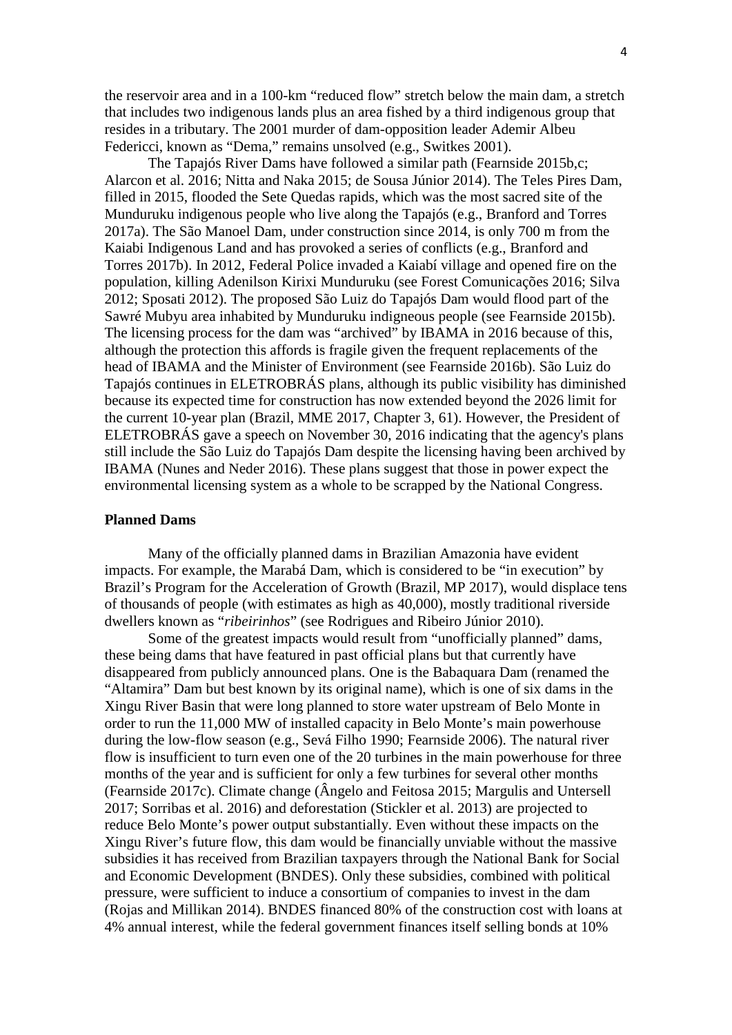the reservoir area and in a 100-km "reduced flow" stretch below the main dam, a stretch that includes two indigenous lands plus an area fished by a third indigenous group that resides in a tributary. The 2001 murder of dam-opposition leader Ademir Albeu Federicci, known as "Dema," remains unsolved (e.g., Switkes 2001).

The Tapajós River Dams have followed a similar path (Fearnside 2015b,c; Alarcon et al. 2016; Nitta and Naka 2015; de Sousa Júnior 2014). The Teles Pires Dam, filled in 2015, flooded the Sete Quedas rapids, which was the most sacred site of the Munduruku indigenous people who live along the Tapajós (e.g., Branford and Torres 2017a). The São Manoel Dam, under construction since 2014, is only 700 m from the Kaiabi Indigenous Land and has provoked a series of conflicts (e.g., Branford and Torres 2017b). In 2012, Federal Police invaded a Kaiabí village and opened fire on the population, killing Adenilson Kirixi Munduruku (see Forest Comunicações 2016; Silva 2012; Sposati 2012). The proposed São Luiz do Tapajós Dam would flood part of the Sawré Mubyu area inhabited by Munduruku indigneous people (see Fearnside 2015b). The licensing process for the dam was "archived" by IBAMA in 2016 because of this, although the protection this affords is fragile given the frequent replacements of the head of IBAMA and the Minister of Environment (see Fearnside 2016b). São Luiz do Tapajós continues in ELETROBRÁS plans, although its public visibility has diminished because its expected time for construction has now extended beyond the 2026 limit for the current 10-year plan (Brazil, MME 2017, Chapter 3, 61). However, the President of ELETROBRÁS gave a speech on November 30, 2016 indicating that the agency's plans still include the São Luiz do Tapajós Dam despite the licensing having been archived by IBAMA (Nunes and Neder 2016). These plans suggest that those in power expect the environmental licensing system as a whole to be scrapped by the National Congress.

**Planned Dams**

Many of the officially planned dams in Brazilian Amazonia have evident impacts. For example, the Marabá Dam, which is considered to be "in execution" by Brazil's Program for the Acceleration of Growth (Brazil, MP 2017), would displace tens of thousands of people (with estimates as high as 40,000), mostly traditional riverside dwellers known as "*ribeirinhos*" (see Rodrigues and Ribeiro Júnior 2010).

Some of the greatest impacts would result from "unofficially planned" dams, these being dams that have featured in past official plans but that currently have disappeared from publicly announced plans. One is the Babaquara Dam (renamed the "Altamira" Dam but best known by its original name), which is one of six dams in the Xingu River Basin that were long planned to store water upstream of Belo Monte in order to run the 11,000 MW of installed capacity in Belo Monte's main powerhouse during the low-flow season (e.g., Sevá Filho 1990; Fearnside 2006). The natural river flow is insufficient to turn even one of the 20 turbines in the main powerhouse for three months of the year and is sufficient for only a few turbines for several other months (Fearnside 2017c). Climate change (Ângelo and Feitosa 2015; Margulis and Untersell 2017; Sorribas et al. 2016) and deforestation (Stickler et al. 2013) are projected to reduce Belo Monte's power output substantially. Even without these impacts on the Xingu River's future flow, this dam would be financially unviable without the massive subsidies it has received from Brazilian taxpayers through the National Bank for Social and Economic Development (BNDES). Only these subsidies, combined with political pressure, were sufficient to induce a consortium of companies to invest in the dam (Rojas and Millikan 2014). BNDES financed 80% of the construction cost with loans at 4% annual interest, while the federal government finances itself selling bonds at 10%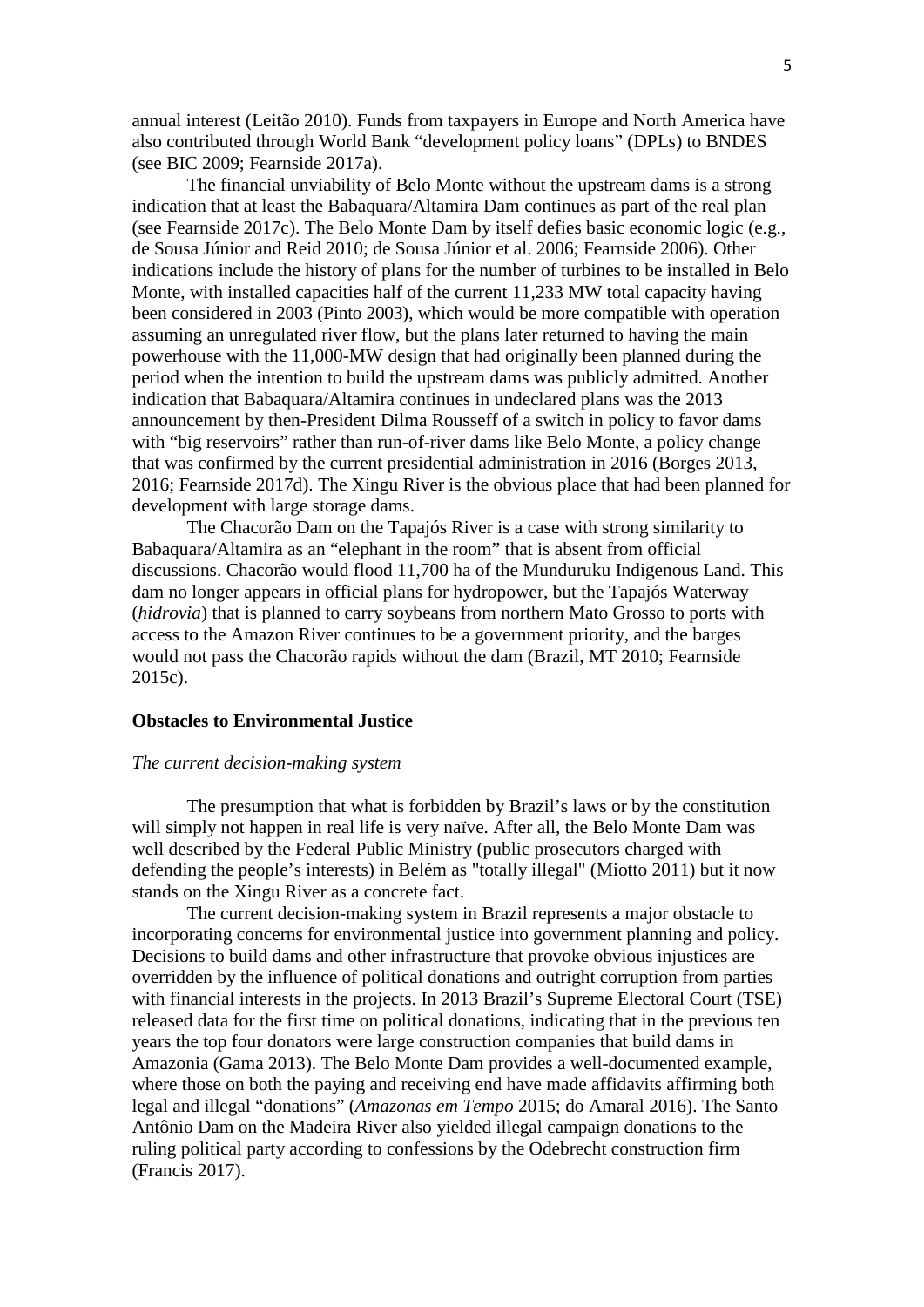annual interest (Leitão 2010). Funds from taxpayers in Europe and North America have also contributed through World Bank "development policy loans" (DPLs) to BNDES (see BIC 2009; Fearnside 2017a).

The financial unviability of Belo Monte without the upstream dams is a strong indication that at least the Babaquara/Altamira Dam continues as part of the real plan (see Fearnside 2017c). The Belo Monte Dam by itself defies basic economic logic (e.g., de Sousa Júnior and Reid 2010; de Sousa Júnior et al. 2006; Fearnside 2006). Other indications include the history of plans for the number of turbines to be installed in Belo Monte, with installed capacities half of the current 11,233 MW total capacity having been considered in 2003 (Pinto 2003), which would be more compatible with operation assuming an unregulated river flow, but the plans later returned to having the main powerhouse with the 11,000-MW design that had originally been planned during the period when the intention to build the upstream dams was publicly admitted. Another indication that Babaquara/Altamira continues in undeclared plans was the 2013 announcement by then-President Dilma Rousseff of a switch in policy to favor dams with "big reservoirs" rather than run-of-river dams like Belo Monte, a policy change that was confirmed by the current presidential administration in 2016 (Borges 2013, 2016; Fearnside 2017d). The Xingu River is the obvious place that had been planned for development with large storage dams.

The Chacorão Dam on the Tapajós River is a case with strong similarity to Babaquara/Altamira as an "elephant in the room" that is absent from official discussions. Chacorão would flood 11,700 ha of the Munduruku Indigenous Land. This dam no longer appears in official plans for hydropower, but the Tapajós Waterway (*hidrovia*) that is planned to carry soybeans from northern Mato Grosso to ports with access to the Amazon River continues to be a government priority, and the barges would not pass the Chacorão rapids without the dam (Brazil, MT 2010; Fearnside 2015c).

## Obstacles to Environmental Justice

### *The current decision-making system*

The presumption that what is forbidden by Brazil's laws or by the constitution will simply not happen in real life is very naïve. After all, the Belo Monte Dam was well described by the Federal Public Ministry (public prosecutors charged with defending the people's interests) in Belém as "totally illegal" (Miotto 2011) but it now stands on the Xingu River as a concrete fact.

The current decision-making system in Brazil represents a major obstacle to incorporating concerns for environmental justice into government planning and policy. Decisions to build dams and other infrastructure that provoke obvious injustices are overridden by the influence of political donations and outright corruption from parties with financial interests in the projects. In 2013 Brazil's Supreme Electoral Court (TSE) released data for the first time on political donations, indicating that in the previous ten years the top four donators were large construction companies that build dams in Amazonia (Gama 2013). The Belo Monte Dam provides a well-documented example, where those on both the paying and receiving end have made affidavits affirming both legal and illegal "donations" (*Amazonas em Tempo* 2015; do Amaral 2016). The Santo Antônio Dam on the Madeira River also yielded illegal campaign donations to the ruling political party according to confessions by the Odebrecht construction firm (Francis 2017).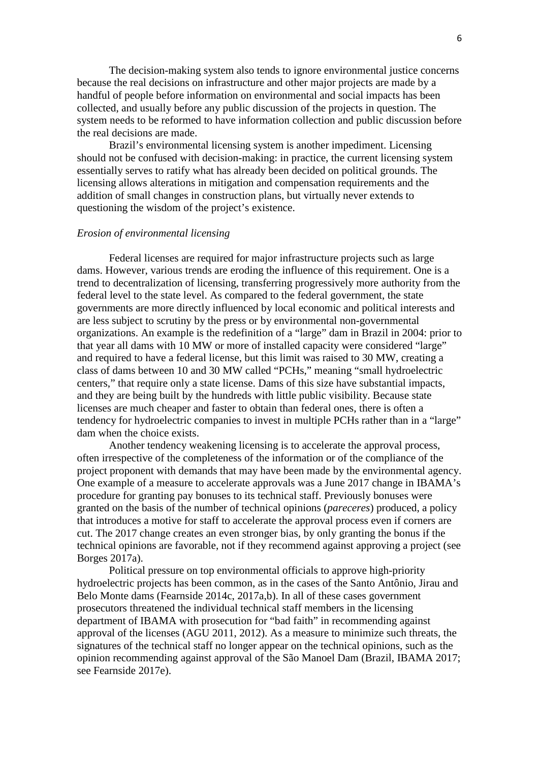The decision-making system also tends to ignore environmental justice concerns because the real decisions on infrastructure and other major projects are made by a handful of people before information on environmental and social impacts has been collected, and usually before any public discussion of the projects in question. The system needs to be reformed to have information collection and public discussion before the real decisions are made.

Brazil's environmental licensing system is another impediment. Licensing should not be confused with decision-making: in practice, the current licensing system essentially serves to ratify what has already been decided on political grounds. The licensing allows alterations in mitigation and compensation requirements and the addition of small changes in construction plans, but virtually never extends to questioning the wisdom of the project's existence.

*Erosion of environmental licensing*

Federal licenses are required for major infrastructure projects such as large dams. However, various trends are eroding the influence of this requirement. One is a trend to decentralization of licensing, transferring progressively more authority from the federal level to the state level. As compared to the federal government, the state governments are more directly influenced by local economic and political interests and are less subject to scrutiny by the press or by environmental non-governmental organizations. An example is the redefinition of a "large" dam in Brazil in 2004: prior to that year all dams with 10 MW or more of installed capacity were considered "large" and required to have a federal license, but this limit was raised to 30 MW, creating a class of dams between 10 and 30 MW called "PCHs," meaning "small hydroelectric centers," that require only a state license. Dams of this size have substantial impacts, and they are being built by the hundreds with little public visibility. Because state licenses are much cheaper and faster to obtain than federal ones, there is often a tendency for hydroelectric companies to invest in multiple PCHs rather than in a "large" dam when the choice exists.

Another tendency weakening licensing is to accelerate the approval process, often irrespective of the completeness of the information or of the compliance of the project proponent with demands that may have been made by the environmental agency. One example of a measure to accelerate approvals was a June 2017 change in IBAMA's procedure for granting pay bonuses to its technical staff. Previously bonuses were granted on the basis of the number of technical opinions (*pareceres*) produced, a policy that introduces a motive for staff to accelerate the approval process even if corners are cut. The 2017 change creates an even stronger bias, by only granting the bonus if the technical opinions are favorable, not if they recommend against approving a project (see Borges 2017a).

Political pressure on top environmental officials to approve high-priority hydroelectric projects has been common, as in the cases of the Santo Antônio, Jirau and Belo Monte dams (Fearnside 2014c, 2017a,b). In all of these cases government prosecutors threatened the individual technical staff members in the licensing department of IBAMA with prosecution for "bad faith" in recommending against approval of the licenses (AGU 2011, 2012). As a measure to minimize such threats, the signatures of the technical staff no longer appear on the technical opinions, such as the opinion recommending against approval of the São Manoel Dam (Brazil, IBAMA 2017; see Fearnside 2017e).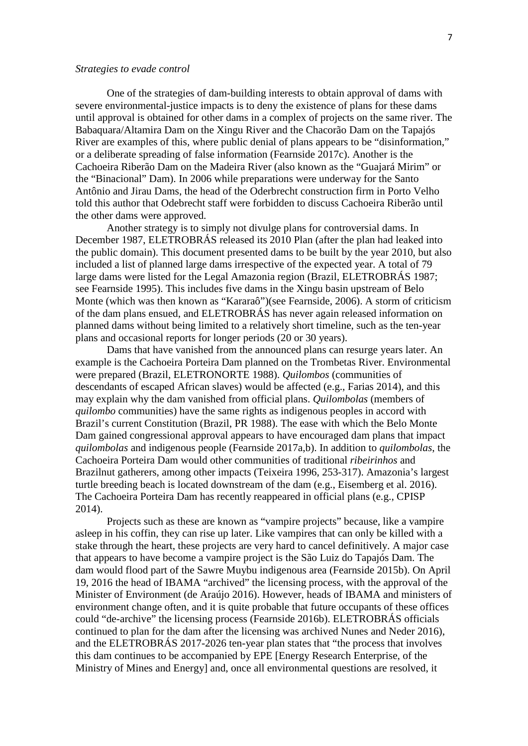*Strategies to evade control*

One of the strategies of dam-building interests to obtain approval of dams with severe environmental-justice impacts is to deny the existence of plans for these dams until approval is obtained for other dams in a complex of projects on the same river. The Babaquara/Altamira Dam on the Xingu River and the Chacorão Dam on the Tapajós River are examples of this, where public denial of plans appears to be "disinformation," or a deliberate spreading of false information (Fearnside 2017c). Another is the Cachoeira Riberão Dam on the Madeira River (also known as the "Guajará Mirim" or the "Binacional" Dam). In 2006 while preparations were underway for the Santo Antônio and Jirau Dams, the head of the Oderbrecht construction firm in Porto Velho told this author that Odebrecht staff were forbidden to discuss Cachoeira Riberão until the other dams were approved.

Another strategy is to simply not divulge plans for controversial dams. In December 1987, ELETROBRÁS released its 2010 Plan (after the plan had leaked into the public domain). This document presented dams to be built by the year 2010, but also included a list of planned large dams irrespective of the expected year. A total of 79 large dams were listed for the Legal Amazonia region (Brazil, ELETROBRÁS 1987; see Fearnside 1995). This includes five dams in the Xingu basin upstream of Belo Monte (which was then known as "Kararaô")(see Fearnside, 2006). A storm of criticism of the dam plans ensued, and ELETROBRÁS has never again released information on planned dams without being limited to a relatively short timeline, such as the ten-year plans and occasional reports for longer periods (20 or 30 years).

Dams that have vanished from the announced plans can resurge years later. An example is the Cachoeira Porteira Dam planned on the Trombetas River. Environmental were prepared (Brazil, ELETRONORTE 1988). *Quilombos* (communities of descendants of escaped African slaves) would be affected (e.g., Farias 2014), and this may explain why the dam vanished from official plans. *Quilombolas* (members of *quilombo* communities) have the same rights as indigenous peoples in accord with Brazil's current Constitution (Brazil, PR 1988). The ease with which the Belo Monte Dam gained congressional approval appears to have encouraged dam plans that impact *quilombolas* and indigenous people (Fearnside 2017a,b). In addition to *quilombolas*, the Cachoeira Porteira Dam would other communities of traditional *ribeirinhos* and Brazilnut gatherers, among other impacts (Teixeira 1996, 253-317). Amazonia's largest turtle breeding beach is located downstream of the dam (e.g., Eisemberg et al. 2016). The Cachoeira Porteira Dam has recently reappeared in official plans (e.g., CPISP 2014).

Projects such as these are known as "vampire projects" because, like a vampire asleep in his coffin, they can rise up later. Like vampires that can only be killed with a stake through the heart, these projects are very hard to cancel definitively. A major case that appears to have become a vampire project is the São Luiz do Tapajós Dam. The dam would flood part of the Sawre Muybu indigenous area (Fearnside 2015b). On April 19, 2016 the head of IBAMA "archived" the licensing process, with the approval of the Minister of Environment (de Araújo 2016). However, heads of IBAMA and ministers of environment change often, and it is quite probable that future occupants of these offices could "de-archive" the licensing process (Fearnside 2016b). ELETROBRÁS officials continued to plan for the dam after the licensing was archived Nunes and Neder 2016), and the ELETROBRÁS 2017-2026 ten-year plan states that "the process that involves this dam continues to be accompanied by EPE [Energy Research Enterprise, of the Ministry of Mines and Energy] and, once all environmental questions are resolved, it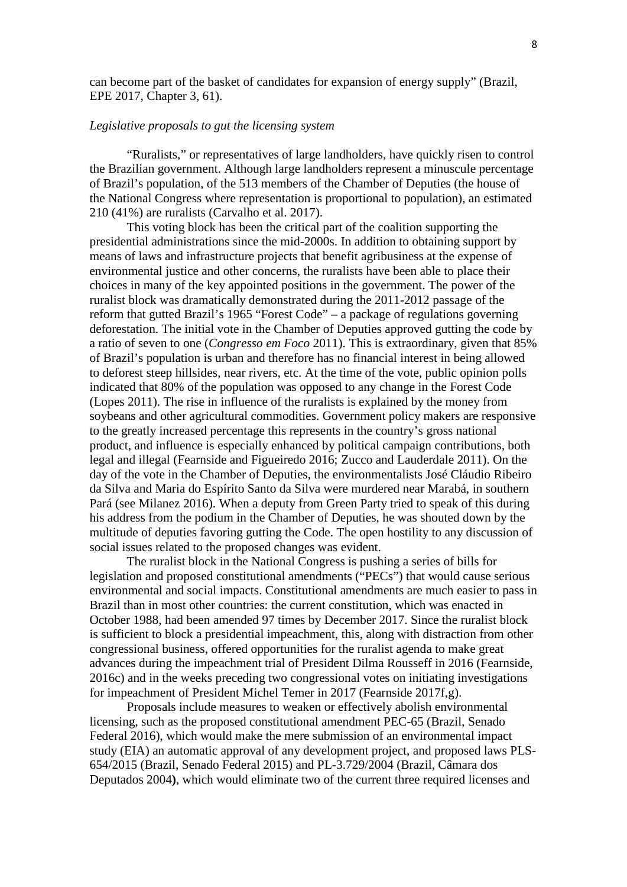can become part of the basket of candidates for expansion of energy supply" (Brazil, EPE 2017, Chapter 3, 61).

*Legislative proposals to gut the licensing system*

"Ruralists," or representatives of large landholders, have quickly risen to control the Brazilian government. Although large landholders represent a minuscule percentage of Brazil's population, of the 513 members of the Chamber of Deputies (the house of the National Congress where representation is proportional to population), an estimated 210 (41%) are ruralists (Carvalho et al. 2017).

This voting block has been the critical part of the coalition supporting the presidential administrations since the mid-2000s. In addition to obtaining support by means of laws and infrastructure projects that benefit agribusiness at the expense of environmental justice and other concerns, the ruralists have been able to place their choices in many of the key appointed positions in the government. The power of the ruralist block was dramatically demonstrated during the 2011-2012 passage of the reform that gutted Brazil's 1965 "Forest Code" – a package of regulations governing deforestation. The initial vote in the Chamber of Deputies approved gutting the code by a ratio of seven to one (*Congresso em Foco* 2011). This is extraordinary, given that 85% of Brazil's population is urban and therefore has no financial interest in being allowed to deforest steep hillsides, near rivers, etc. At the time of the vote, public opinion polls indicated that 80% of the population was opposed to any change in the Forest Code (Lopes 2011). The rise in influence of the ruralists is explained by the money from soybeans and other agricultural commodities. Government policy makers are responsive to the greatly increased percentage this represents in the country's gross national product, and influence is especially enhanced by political campaign contributions, both legal and illegal (Fearnside and Figueiredo 2016; Zucco and Lauderdale 2011). On the day of the vote in the Chamber of Deputies, the environmentalists José Cláudio Ribeiro da Silva and Maria do Espírito Santo da Silva were murdered near Marabá, in southern Pará (see Milanez 2016). When a deputy from Green Party tried to speak of this during his address from the podium in the Chamber of Deputies, he was shouted down by the multitude of deputies favoring gutting the Code. The open hostility to any discussion of social issues related to the proposed changes was evident.

The ruralist block in the National Congress is pushing a series of bills for legislation and proposed constitutional amendments ("PECs") that would cause serious environmental and social impacts. Constitutional amendments are much easier to pass in Brazil than in most other countries: the current constitution, which was enacted in October 1988, had been amended 97 times by December 2017. Since the ruralist block is sufficient to block a presidential impeachment, this, along with distraction from other congressional business, offered opportunities for the ruralist agenda to make great advances during the impeachment trial of President Dilma Rousseff in 2016 (Fearnside, 2016c) and in the weeks preceding two congressional votes on initiating investigations for impeachment of President Michel Temer in 2017 (Fearnside 2017f,g).

Proposals include measures to weaken or effectively abolish environmental licensing, such as the proposed constitutional amendment PEC-65 (Brazil, Senado Federal 2016), which would make the mere submission of an environmental impact study (EIA) an automatic approval of any development project, and proposed laws PLS-654/2015 (Brazil, Senado Federal 2015) and PL-3.729/2004 (Brazil, Câmara dos Deputados 2004**)**, which would eliminate two of the current three required licenses and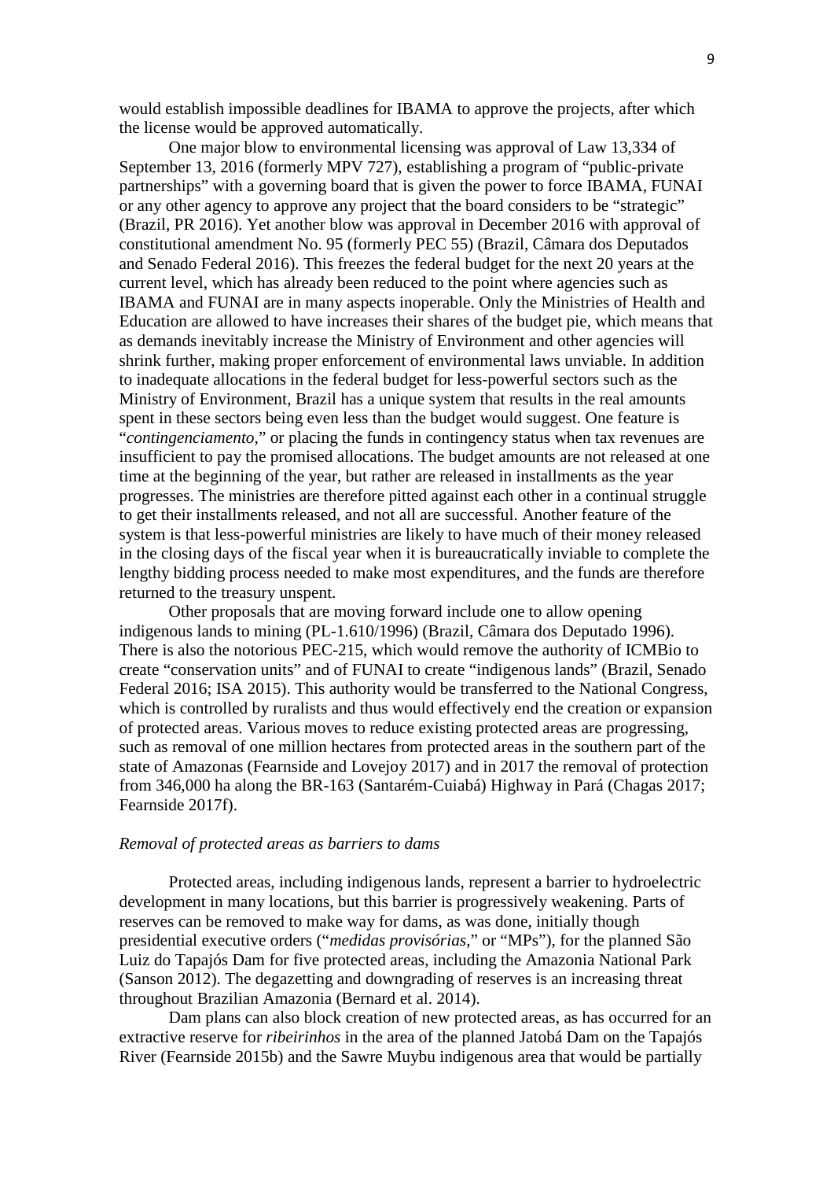would establish impossible deadlines for IBAMA to approve the projects, after which the license would be approved automatically.

One major blow to environmental licensing was approval of Law 13,334 of September 13, 2016 (formerly MPV 727), establishing a program of "public-private partnerships" with a governing board that is given the power to force IBAMA, FUNAI or any other agency to approve any project that the board considers to be "strategic" (Brazil, PR 2016). Yet another blow was approval in December 2016 with approval of constitutional amendment No. 95 (formerly PEC 55) (Brazil, Câmara dos Deputados and Senado Federal 2016). This freezes the federal budget for the next 20 years at the current level, which has already been reduced to the point where agencies such as IBAMA and FUNAI are in many aspects inoperable. Only the Ministries of Health and Education are allowed to have increases their shares of the budget pie, which means that as demands inevitably increase the Ministry of Environment and other agencies will shrink further, making proper enforcement of environmental laws unviable. In addition to inadequate allocations in the federal budget for less-powerful sectors such as the Ministry of Environment, Brazil has a unique system that results in the real amounts spent in these sectors being even less than the budget would suggest. One feature is "*contingenciamento,*" or placing the funds in contingency status when tax revenues are insufficient to pay the promised allocations. The budget amounts are not released at one time at the beginning of the year, but rather are released in installments as the year progresses. The ministries are therefore pitted against each other in a continual struggle to get their installments released, and not all are successful. Another feature of the system is that less-powerful ministries are likely to have much of their money released in the closing days of the fiscal year when it is bureaucratically inviable to complete the lengthy bidding process needed to make most expenditures, and the funds are therefore returned to the treasury unspent.

Other proposals that are moving forward include one to allow opening indigenous lands to mining (PL-1.610/1996) (Brazil, Câmara dos Deputado 1996). There is also the notorious PEC-215, which would remove the authority of ICMBio to create "conservation units" and of FUNAI to create "indigenous lands" (Brazil, Senado Federal 2016; ISA 2015). This authority would be transferred to the National Congress, which is controlled by ruralists and thus would effectively end the creation or expansion of protected areas. Various moves to reduce existing protected areas are progressing, such as removal of one million hectares from protected areas in the southern part of the state of Amazonas (Fearnside and Lovejoy 2017) and in 2017 the removal of protection from 346,000 ha along the BR-163 (Santarém-Cuiabá) Highway in Pará (Chagas 2017; Fearnside 2017f).

### *Removal of protected areas as barriers to dams*

Protected areas, including indigenous lands, represent a barrier to hydroelectric development in many locations, but this barrier is progressively weakening. Parts of reserves can be removed to make way for dams, as was done, initially though presidential executive orders ("*medidas provisórias*," or "MPs"), for the planned São Luiz do Tapajós Dam for five protected areas, including the Amazonia National Park (Sanson 2012). The degazetting and downgrading of reserves is an increasing threat throughout Brazilian Amazonia (Bernard et al. 2014).

Dam plans can also block creation of new protected areas, as has occurred for an extractive reserve for *ribeirinhos* in the area of the planned Jatobá Dam on the Tapajós River (Fearnside 2015b) and the Sawre Muybu indigenous area that would be partially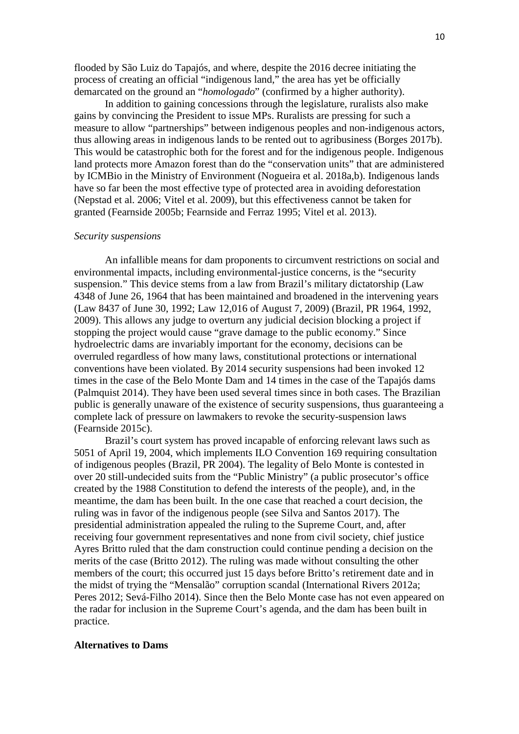flooded by São Luiz do Tapajós, and where, despite the 2016 decree initiating the process of creating an official "indigenous land," the area has yet be officially demarcated on the ground an "*homologado*" (confirmed by a higher authority).

In addition to gaining concessions through the legislature, ruralists also make gains by convincing the President to issue MPs. Ruralists are pressing for such a measure to allow "partnerships" between indigenous peoples and non-indigenous actors, thus allowing areas in indigenous lands to be rented out to agribusiness (Borges 2017b). This would be catastrophic both for the forest and for the indigenous people. Indigenous land protects more Amazon forest than do the "conservation units" that are administered by ICMBio in the Ministry of Environment (Nogueira et al. 2018a,b). Indigenous lands have so far been the most effective type of protected area in avoiding deforestation (Nepstad et al. 2006; Vitel et al. 2009), but this effectiveness cannot be taken for granted (Fearnside 2005b; Fearnside and Ferraz 1995; Vitel et al. 2013).

*Security suspensions*

An infallible means for dam proponents to circumvent restrictions on social and environmental impacts, including environmental-justice concerns, is the "security suspension." This device stems from a law from Brazil's military dictatorship (Law 4348 of June 26, 1964 that has been maintained and broadened in the intervening years (Law 8437 of June 30, 1992; Law 12,016 of August 7, 2009) (Brazil, PR 1964, 1992, 2009). This allows any judge to overturn any judicial decision blocking a project if stopping the project would cause "grave damage to the public economy." Since hydroelectric dams are invariably important for the economy, decisions can be overruled regardless of how many laws, constitutional protections or international conventions have been violated. By 2014 security suspensions had been invoked 12 times in the case of the Belo Monte Dam and 14 times in the case of the Tapajós dams (Palmquist 2014). They have been used several times since in both cases. The Brazilian public is generally unaware of the existence of security suspensions, thus guaranteeing a complete lack of pressure on lawmakers to revoke the security-suspension laws (Fearnside 2015c).

Brazil's court system has proved incapable of enforcing relevant laws such as 5051 of April 19, 2004, which implements ILO Convention 169 requiring consultation of indigenous peoples (Brazil, PR 2004). The legality of Belo Monte is contested in over 20 still-undecided suits from the "Public Ministry" (a public prosecutor's office created by the 1988 Constitution to defend the interests of the people), and, in the meantime, the dam has been built. In the one case that reached a court decision, the ruling was in favor of the indigenous people (see Silva and Santos 2017). The presidential administration appealed the ruling to the Supreme Court, and, after receiving four government representatives and none from civil society, chief justice Ayres Britto ruled that the dam construction could continue pending a decision on the merits of the case (Britto 2012). The ruling was made without consulting the other members of the court; this occurred just 15 days before Britto's retirement date and in the midst of trying the "Mensalão" corruption scandal (International Rivers 2012a; Peres 2012; Sevá-Filho 2014). Since then the Belo Monte case has not even appeared on the radar for inclusion in the Supreme Court's agenda, and the dam has been built in practice.

**Alternatives to Dams**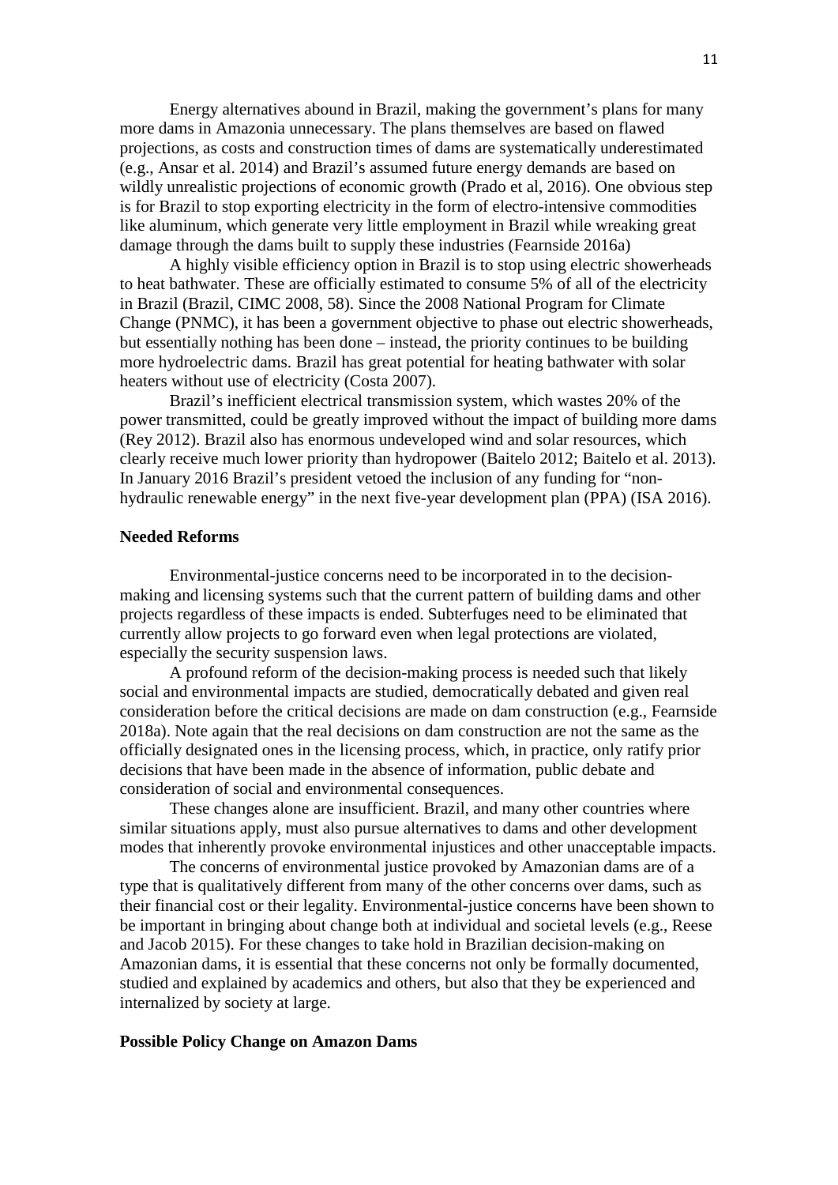Energy alternatives abound in Brazil, making the government's plans for many more dams in Amazonia unnecessary. The plans themselves are based on flawed projections, as costs and construction times of dams are systematically underestimated (e.g., Ansar et al. 2014) and Brazil's assumed future energy demands are based on wildly unrealistic projections of economic growth (Prado et al, 2016). One obvious step is for Brazil to stop exporting electricity in the form of electro-intensive commodities like aluminum, which generate very little employment in Brazil while wreaking great damage through the dams built to supply these industries (Fearnside 2016a)

A highly visible efficiency option in Brazil is to stop using electric showerheads to heat bathwater. These are officially estimated to consume 5% of all of the electricity in Brazil (Brazil, CIMC 2008, 58). Since the 2008 National Program for Climate Change (PNMC), it has been a government objective to phase out electric showerheads, but essentially nothing has been done – instead, the priority continues to be building more hydroelectric dams. Brazil has great potential for heating bathwater with solar heaters without use of electricity (Costa 2007).

Brazil's inefficient electrical transmission system, which wastes 20% of the power transmitted, could be greatly improved without the impact of building more dams (Rey 2012). Brazil also has enormous undeveloped wind and solar resources, which clearly receive much lower priority than hydropower (Baitelo 2012; Baitelo et al. 2013). In January 2016 Brazil's president vetoed the inclusion of any funding for "non-hydraulic renewable energy" in the next five-year development plan (PPA) (ISA 2016).

**Needed Reforms**

Environmental-justice concerns need to be incorporated in to the decision-making and licensing systems such that the current pattern of building dams and other projects regardless of these impacts is ended. Subterfuges need to be eliminated that currently allow projects to go forward even when legal protections are violated, especially the security suspension laws.

A profound reform of the decision-making process is needed such that likely social and environmental impacts are studied, democratically debated and given real consideration before the critical decisions are made on dam construction (e.g., Fearnside 2018a). Note again that the real decisions on dam construction are not the same as the officially designated ones in the licensing process, which, in practice, only ratify prior decisions that have been made in the absence of information, public debate and consideration of social and environmental consequences.

These changes alone are insufficient. Brazil, and many other countries where similar situations apply, must also pursue alternatives to dams and other development modes that inherently provoke environmental injustices and other unacceptable impacts.

The concerns of environmental justice provoked by Amazonian dams are of a type that is qualitatively different from many of the other concerns over dams, such as their financial cost or their legality. Environmental-justice concerns have been shown to be important in bringing about change both at individual and societal levels (e.g., Reese and Jacob 2015). For these changes to take hold in Brazilian decision-making on Amazonian dams, it is essential that these concerns not only be formally documented, studied and explained by academics and others, but also that they be experienced and internalized by society at large.

**Possible Policy Change on Amazon Dams**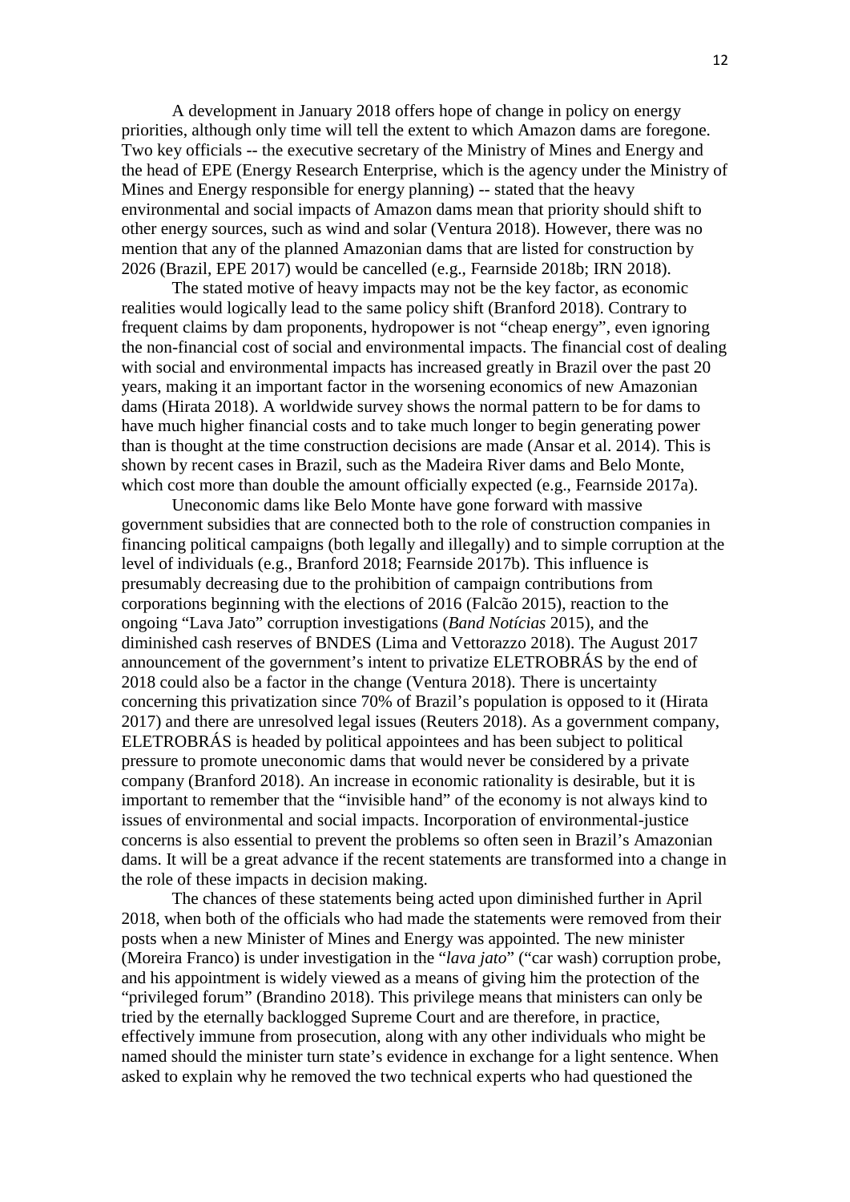A development in January 2018 offers hope of change in policy on energy priorities, although only time will tell the extent to which Amazon dams are foregone. Two key officials -- the executive secretary of the Ministry of Mines and Energy and the head of EPE (Energy Research Enterprise, which is the agency under the Ministry of Mines and Energy responsible for energy planning) -- stated that the heavy environmental and social impacts of Amazon dams mean that priority should shift to other energy sources, such as wind and solar (Ventura 2018). However, there was no mention that any of the planned Amazonian dams that are listed for construction by 2026 (Brazil, EPE 2017) would be cancelled (e.g., Fearnside 2018b; IRN 2018).

The stated motive of heavy impacts may not be the key factor, as economic realities would logically lead to the same policy shift (Branford 2018). Contrary to frequent claims by dam proponents, hydropower is not "cheap energy", even ignoring the non-financial cost of social and environmental impacts. The financial cost of dealing with social and environmental impacts has increased greatly in Brazil over the past 20 years, making it an important factor in the worsening economics of new Amazonian dams (Hirata 2018). A worldwide survey shows the normal pattern to be for dams to have much higher financial costs and to take much longer to begin generating power than is thought at the time construction decisions are made (Ansar et al. 2014). This is shown by recent cases in Brazil, such as the Madeira River dams and Belo Monte, which cost more than double the amount officially expected (e.g., Fearnside 2017a).

Uneconomic dams like Belo Monte have gone forward with massive government subsidies that are connected both to the role of construction companies in financing political campaigns (both legally and illegally) and to simple corruption at the level of individuals (e.g., Branford 2018; Fearnside 2017b). This influence is presumably decreasing due to the prohibition of campaign contributions from corporations beginning with the elections of 2016 (Falcão 2015), reaction to the ongoing "Lava Jato" corruption investigations (*Band Notícias* 2015), and the diminished cash reserves of BNDES (Lima and Vettorazzo 2018). The August 2017 announcement of the government's intent to privatize ELETROBRÁS by the end of 2018 could also be a factor in the change (Ventura 2018). There is uncertainty concerning this privatization since 70% of Brazil's population is opposed to it (Hirata 2017) and there are unresolved legal issues (Reuters 2018). As a government company, ELETROBRÁS is headed by political appointees and has been subject to political pressure to promote uneconomic dams that would never be considered by a private company (Branford 2018). An increase in economic rationality is desirable, but it is important to remember that the "invisible hand" of the economy is not always kind to issues of environmental and social impacts. Incorporation of environmental-justice concerns is also essential to prevent the problems so often seen in Brazil's Amazonian dams. It will be a great advance if the recent statements are transformed into a change in the role of these impacts in decision making.

The chances of these statements being acted upon diminished further in April 2018, when both of the officials who had made the statements were removed from their posts when a new Minister of Mines and Energy was appointed. The new minister (Moreira Franco) is under investigation in the "*lava jato*" ("car wash) corruption probe, and his appointment is widely viewed as a means of giving him the protection of the "privileged forum" (Brandino 2018). This privilege means that ministers can only be tried by the eternally backlogged Supreme Court and are therefore, in practice, effectively immune from prosecution, along with any other individuals who might be named should the minister turn state's evidence in exchange for a light sentence. When asked to explain why he removed the two technical experts who had questioned the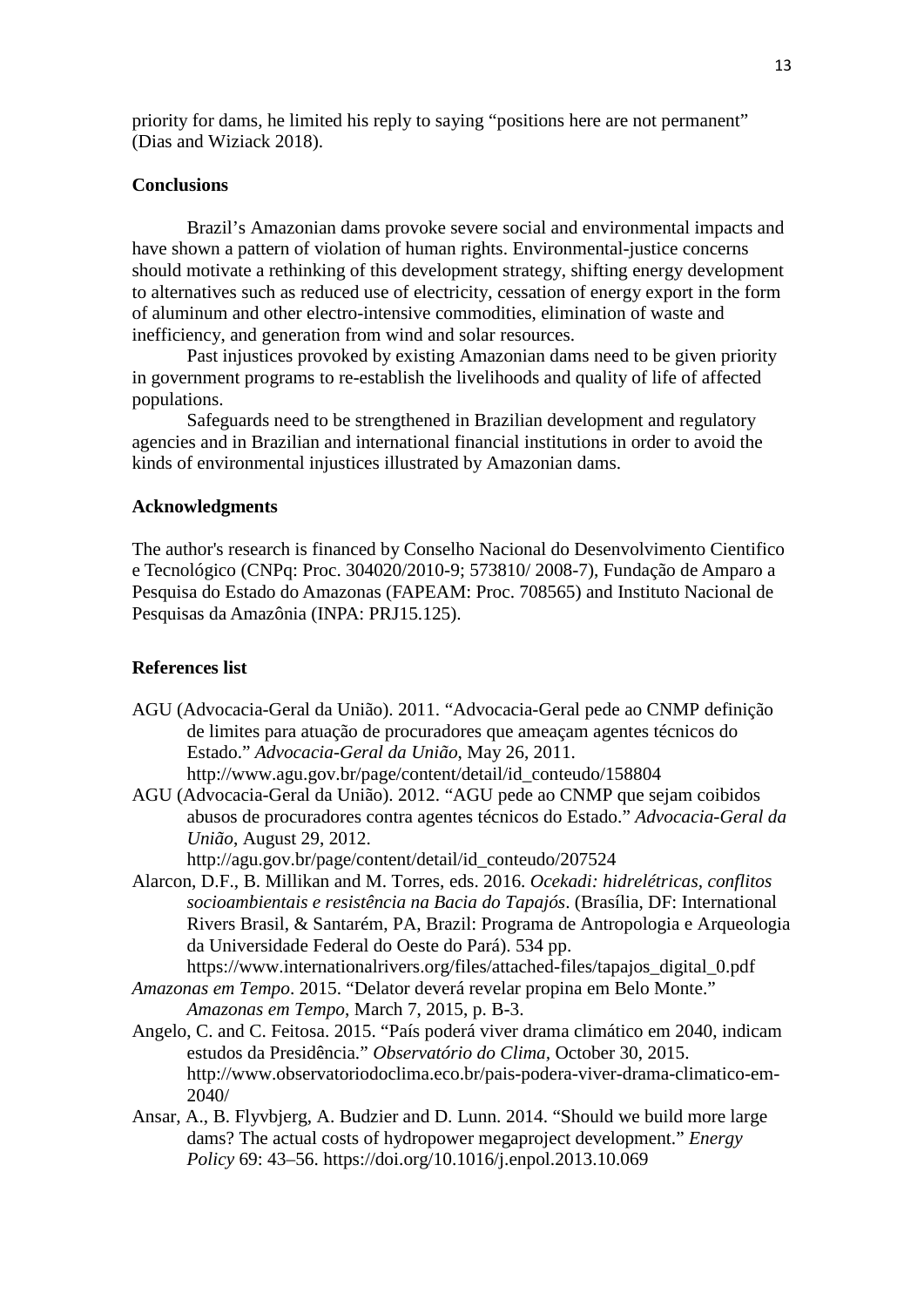priority for dams, he limited his reply to saying "positions here are not permanent" (Dias and Wiziack 2018).

## Conclusions

Brazil's Amazonian dams provoke severe social and environmental impacts and have shown a pattern of violation of human rights. Environmental-justice concerns should motivate a rethinking of this development strategy, shifting energy development to alternatives such as reduced use of electricity, cessation of energy export in the form of aluminum and other electro-intensive commodities, elimination of waste and inefficiency, and generation from wind and solar resources.

Past injustices provoked by existing Amazonian dams need to be given priority in government programs to re-establish the livelihoods and quality of life of affected populations.

Safeguards need to be strengthened in Brazilian development and regulatory agencies and in Brazilian and international financial institutions in order to avoid the kinds of environmental injustices illustrated by Amazonian dams.

## Acknowledgments

The author's research is financed by Conselho Nacional do Desenvolvimento Cientifico e Tecnológico (CNPq: Proc. 304020/2010-9; 573810/ 2008-7), Fundação de Amparo a Pesquisa do Estado do Amazonas (FAPEAM: Proc. 708565) and Instituto Nacional de Pesquisas da Amazônia (INPA: PRJ15.125).

## References list

AGU (Advocacia-Geral da União). 2011. "Advocacia-Geral pede ao CNMP definição de limites para atuação de procuradores que ameaçam agentes técnicos do Estado." *Advocacia-Geral da União*, May 26, 2011. http://www.agu.gov.br/page/content/detail/id_conteudo/158804

AGU (Advocacia-Geral da União). 2012. "AGU pede ao CNMP que sejam coibidos abusos de procuradores contra agentes técnicos do Estado." *Advocacia-Geral da União*, August 29, 2012. http://agu.gov.br/page/content/detail/id_conteudo/207524

Alarcon, D.F., B. Millikan and M. Torres, eds. 2016. *Ocekadi: hidrelétricas, conflitos socioambientais e resistência na Bacia do Tapajós*. (Brasília, DF: International Rivers Brasil, & Santarém, PA, Brazil: Programa de Antropologia e Arqueologia da Universidade Federal do Oeste do Pará). 534 pp. https://www.internationalrivers.org/files/attached-files/tapajos_digital_0.pdf

*Amazonas em Tempo*. 2015. "Delator deverá revelar propina em Belo Monte." *Amazonas em Tempo*, March 7, 2015, p. B-3.

Angelo, C. and C. Feitosa. 2015. "País poderá viver drama climático em 2040, indicam estudos da Presidência." *Observatório do Clima*, October 30, 2015. http://www.observatoriodoclima.eco.br/pais-podera-viver-drama-climatico-em-2040/

Ansar, A., B. Flyvbjerg, A. Budzier and D. Lunn. 2014. "Should we build more large dams? The actual costs of hydropower megaproject development." *Energy Policy* 69: 43–56. https://doi.org/10.1016/j.enpol.2013.10.069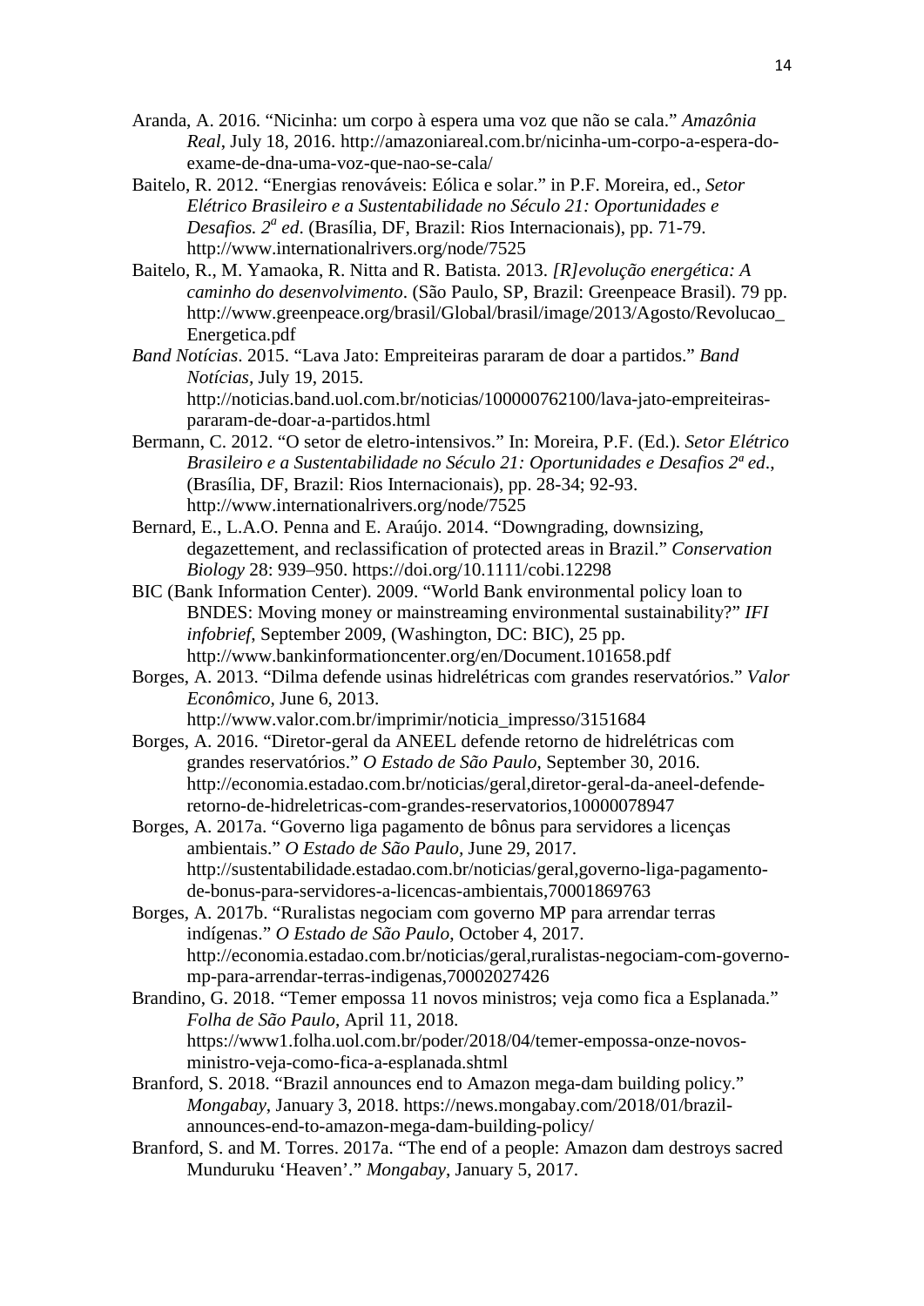Aranda, A. 2016. “Nicinha: um corpo à espera uma voz que não se cala.” *Amazônia Real*, July 18, 2016. http://amazoniareal.com.br/nicinha-um-corpo-a-espera-do-exame-de-dna-uma-voz-que-nao-se-cala/

Baitelo, R. 2012. “Energias renováveis: Eólica e solar.” in P.F. Moreira, ed., *Setor Elétrico Brasileiro e a Sustentabilidade no Século 21: Oportunidades e Desafios. 2ª ed*. (Brasília, DF, Brazil: Rios Internacionais), pp. 71-79. http://www.internationalrivers.org/node/7525

Baitelo, R., M. Yamaoka, R. Nitta and R. Batista. 2013. *[R]evolução energética: A caminho do desenvolvimento*. (São Paulo, SP, Brazil: Greenpeace Brasil). 79 pp. http://www.greenpeace.org/brasil/Global/brasil/image/2013/Agosto/Revolucao_Energetica.pdf

*Band Notícias*. 2015. “Lava Jato: Empreiteiras pararam de doar a partidos.” *Band Notícias*, July 19, 2015. http://noticias.band.uol.com.br/noticias/100000762100/lava-jato-empreiteiras-pararam-de-doar-a-partidos.html

Bermann, C. 2012. “O setor de eletro-intensivos.” In: Moreira, P.F. (Ed.). *Setor Elétrico Brasileiro e a Sustentabilidade no Século 21: Oportunidades e Desafios 2ª ed*., (Brasília, DF, Brazil: Rios Internacionais), pp. 28-34; 92-93. http://www.internationalrivers.org/node/7525

Bernard, E., L.A.O. Penna and E. Araújo. 2014. “Downgrading, downsizing, degazettement, and reclassification of protected areas in Brazil.” *Conservation Biology* 28: 939–950. https://doi.org/10.1111/cobi.12298

BIC (Bank Information Center). 2009. “World Bank environmental policy loan to BNDES: Moving money or mainstreaming environmental sustainability?” *IFI infobrief*, September 2009, (Washington, DC: BIC), 25 pp. http://www.bankinformationcenter.org/en/Document.101658.pdf

Borges, A. 2013. “Dilma defende usinas hidrelétricas com grandes reservatórios.” *Valor Econômico*, June 6, 2013. http://www.valor.com.br/imprimir/noticia_impresso/3151684

Borges, A. 2016. “Diretor-geral da ANEEL defende retorno de hidrelétricas com grandes reservatórios.” *O Estado de São Paulo*, September 30, 2016. http://economia.estadao.com.br/noticias/geral,diretor-geral-da-aneel-defende-retorno-de-hidreletricas-com-grandes-reservatorios,10000078947

Borges, A. 2017a. “Governo liga pagamento de bônus para servidores a licenças ambientais.” *O Estado de São Paulo*, June 29, 2017. http://sustentabilidade.estadao.com.br/noticias/geral,governo-liga-pagamento-de-bonus-para-servidores-a-licencas-ambientais,70001869763

Borges, A. 2017b. “Ruralistas negociam com governo MP para arrendar terras indígenas.” *O Estado de São Paulo*, October 4, 2017. http://economia.estadao.com.br/noticias/geral,ruralistas-negociam-com-governo-mp-para-arrendar-terras-indigenas,70002027426

Brandino, G. 2018. “Temer empossa 11 novos ministros; veja como fica a Esplanada.” *Folha de São Paulo*, April 11, 2018. https://www1.folha.uol.com.br/poder/2018/04/temer-empossa-onze-novos-ministro-veja-como-fica-a-esplanada.shtml

Branford, S. 2018. “Brazil announces end to Amazon mega-dam building policy.” *Mongabay*, January 3, 2018. https://news.mongabay.com/2018/01/brazil-announces-end-to-amazon-mega-dam-building-policy/

Branford, S. and M. Torres. 2017a. “The end of a people: Amazon dam destroys sacred Munduruku ‘Heaven’.” *Mongabay*, January 5, 2017.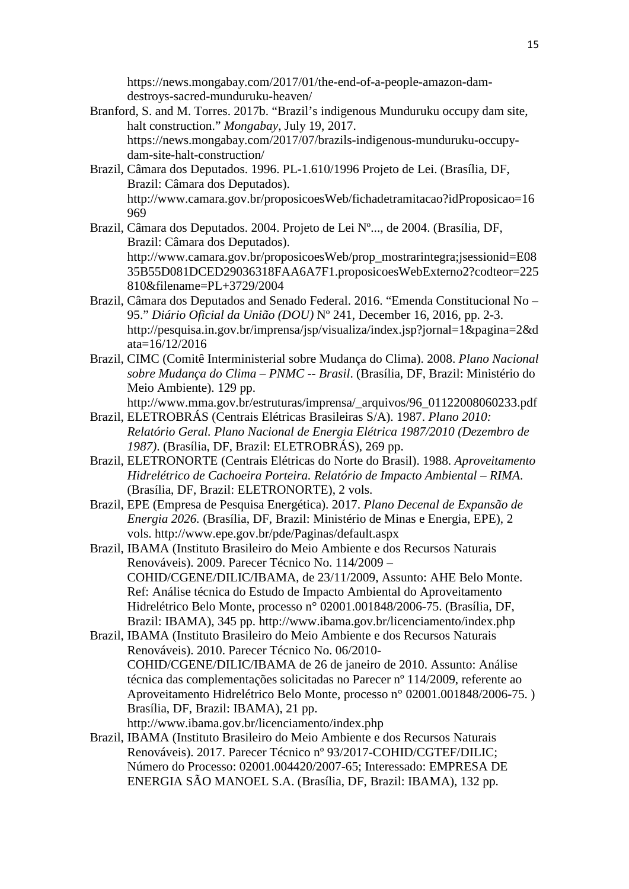https://news.mongabay.com/2017/01/the-end-of-a-people-amazon-dam-destroys-sacred-munduruku-heaven/

Branford, S. and M. Torres. 2017b. "Brazil's indigenous Munduruku occupy dam site, halt construction." *Mongabay*, July 19, 2017. https://news.mongabay.com/2017/07/brazils-indigenous-munduruku-occupy-dam-site-halt-construction/

Brazil, Câmara dos Deputados. 1996. PL-1.610/1996 Projeto de Lei. (Brasília, DF, Brazil: Câmara dos Deputados). http://www.camara.gov.br/proposicoesWeb/fichadetramitacao?idProposicao=16969

Brazil, Câmara dos Deputados. 2004. Projeto de Lei Nº..., de 2004. (Brasília, DF, Brazil: Câmara dos Deputados). http://www.camara.gov.br/proposicoesWeb/prop_mostrarintegra;jsessionid=E0835B55D081DCED29036318FAA6A7F1.proposicoesWebExterno2?codteor=225810&filename=PL+3729/2004

Brazil, Câmara dos Deputados and Senado Federal. 2016. "Emenda Constitucional No – 95." *Diário Oficial da União (DOU)* Nº 241, December 16, 2016, pp. 2-3. http://pesquisa.in.gov.br/imprensa/jsp/visualiza/index.jsp?jornal=1&pagina=2&data=16/12/2016

Brazil, CIMC (Comitê Interministerial sobre Mudança do Clima). 2008. *Plano Nacional sobre Mudança do Clima – PNMC -- Brasil*. (Brasília, DF, Brazil: Ministério do Meio Ambiente). 129 pp. http://www.mma.gov.br/estruturas/imprensa/_arquivos/96_01122008060233.pdf

Brazil, ELETROBRÁS (Centrais Elétricas Brasileiras S/A). 1987. *Plano 2010: Relatório Geral. Plano Nacional de Energia Elétrica 1987/2010 (Dezembro de 1987)*. (Brasília, DF, Brazil: ELETROBRÁS), 269 pp.

Brazil, ELETRONORTE (Centrais Elétricas do Norte do Brasil). 1988. *Aproveitamento Hidrelétrico de Cachoeira Porteira. Relatório de Impacto Ambiental – RIMA.* (Brasília, DF, Brazil: ELETRONORTE), 2 vols.

Brazil, EPE (Empresa de Pesquisa Energética). 2017. *Plano Decenal de Expansão de Energia 2026.* (Brasília, DF, Brazil: Ministério de Minas e Energia, EPE), 2 vols. http://www.epe.gov.br/pde/Paginas/default.aspx

Brazil, IBAMA (Instituto Brasileiro do Meio Ambiente e dos Recursos Naturais Renováveis). 2009. Parecer Técnico No. 114/2009 – COHID/CGENE/DILIC/IBAMA, de 23/11/2009, Assunto: AHE Belo Monte. Ref: Análise técnica do Estudo de Impacto Ambiental do Aproveitamento Hidrelétrico Belo Monte, processo n° 02001.001848/2006-75. (Brasília, DF, Brazil: IBAMA), 345 pp. http://www.ibama.gov.br/licenciamento/index.php

Brazil, IBAMA (Instituto Brasileiro do Meio Ambiente e dos Recursos Naturais Renováveis). 2010. Parecer Técnico No. 06/2010-COHID/CGENE/DILIC/IBAMA de 26 de janeiro de 2010. Assunto: Análise técnica das complementações solicitadas no Parecer nº 114/2009, referente ao Aproveitamento Hidrelétrico Belo Monte, processo n° 02001.001848/2006-75. ) Brasília, DF, Brazil: IBAMA), 21 pp. http://www.ibama.gov.br/licenciamento/index.php

Brazil, IBAMA (Instituto Brasileiro do Meio Ambiente e dos Recursos Naturais Renováveis). 2017. Parecer Técnico nº 93/2017-COHID/CGTEF/DILIC; Número do Processo: 02001.004420/2007-65; Interessado: EMPRESA DE ENERGIA SÃO MANOEL S.A. (Brasília, DF, Brazil: IBAMA), 132 pp.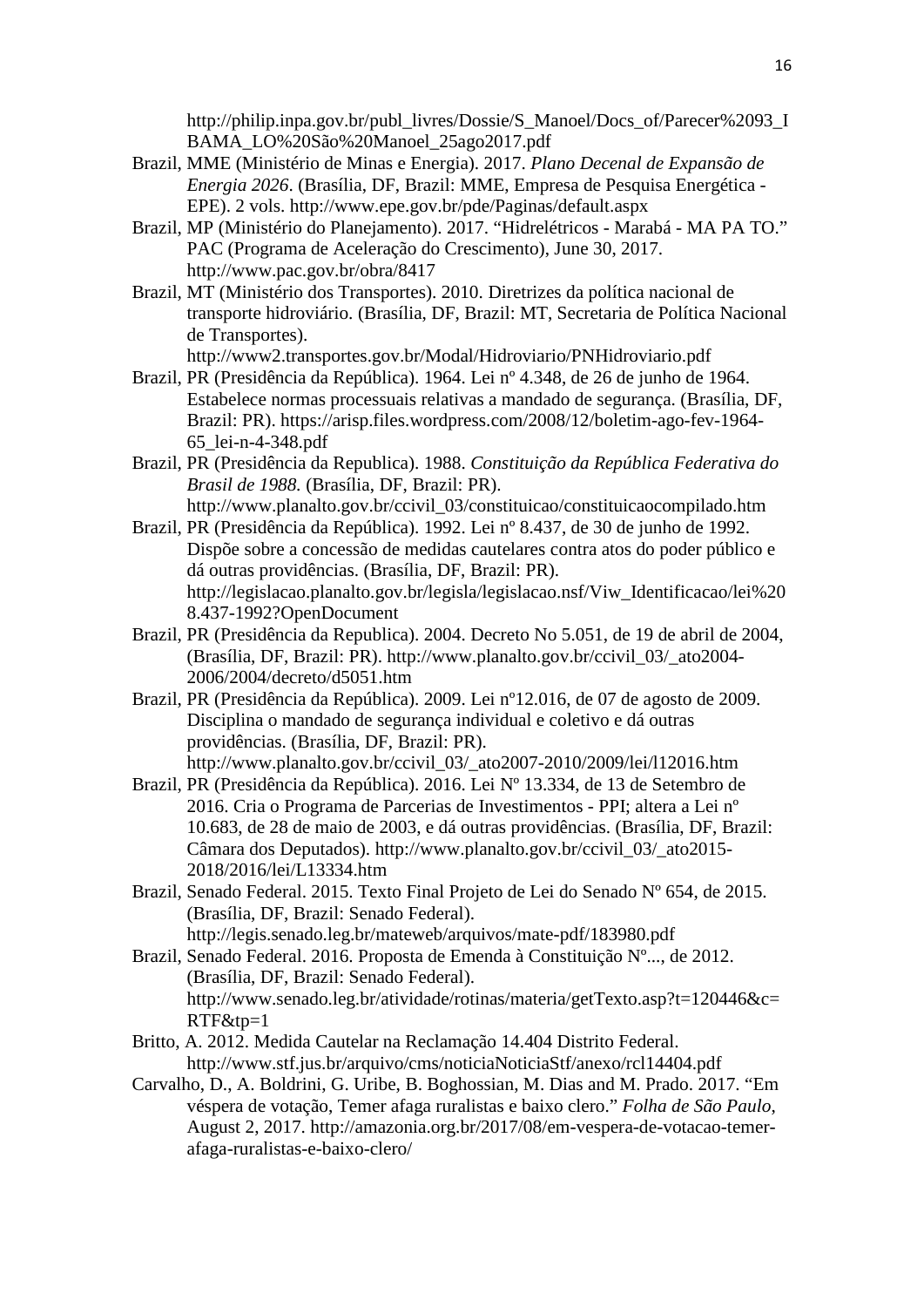http://philip.inpa.gov.br/publ_livres/Dossie/S_Manoel/Docs_of/Parecer%2093_IBAMA_LO%20São%20Manoel_25ago2017.pdf

Brazil, MME (Ministério de Minas e Energia). 2017. *Plano Decenal de Expansão de Energia 2026*. (Brasília, DF, Brazil: MME, Empresa de Pesquisa Energética - EPE). 2 vols. http://www.epe.gov.br/pde/Paginas/default.aspx

Brazil, MP (Ministério do Planejamento). 2017. "Hidrelétricos - Marabá - MA PA TO." PAC (Programa de Aceleração do Crescimento), June 30, 2017. http://www.pac.gov.br/obra/8417

Brazil, MT (Ministério dos Transportes). 2010. Diretrizes da política nacional de transporte hidroviário. (Brasília, DF, Brazil: MT, Secretaria de Política Nacional de Transportes). http://www2.transportes.gov.br/Modal/Hidroviario/PNHidroviario.pdf

Brazil, PR (Presidência da República). 1964. Lei nº 4.348, de 26 de junho de 1964. Estabelece normas processuais relativas a mandado de segurança. (Brasília, DF, Brazil: PR). https://arisp.files.wordpress.com/2008/12/boletim-ago-fev-1964-65_lei-n-4-348.pdf

Brazil, PR (Presidência da Republica). 1988. *Constituição da República Federativa do Brasil de 1988.* (Brasília, DF, Brazil: PR). http://www.planalto.gov.br/ccivil_03/constituicao/constituicaocompilado.htm

Brazil, PR (Presidência da República). 1992. Lei nº 8.437, de 30 de junho de 1992. Dispõe sobre a concessão de medidas cautelares contra atos do poder público e dá outras providências. (Brasília, DF, Brazil: PR). http://legislacao.planalto.gov.br/legisla/legislacao.nsf/Viw_Identificacao/lei%208.437-1992?OpenDocument

Brazil, PR (Presidência da Republica). 2004. Decreto No 5.051, de 19 de abril de 2004, (Brasília, DF, Brazil: PR). http://www.planalto.gov.br/ccivil_03/_ato2004-2006/2004/decreto/d5051.htm

Brazil, PR (Presidência da República). 2009. Lei nº12.016, de 07 de agosto de 2009. Disciplina o mandado de segurança individual e coletivo e dá outras providências. (Brasília, DF, Brazil: PR). http://www.planalto.gov.br/ccivil_03/_ato2007-2010/2009/lei/l12016.htm

Brazil, PR (Presidência da República). 2016. Lei Nº 13.334, de 13 de Setembro de 2016. Cria o Programa de Parcerias de Investimentos - PPI; altera a Lei nº 10.683, de 28 de maio de 2003, e dá outras providências. (Brasília, DF, Brazil: Câmara dos Deputados). http://www.planalto.gov.br/ccivil_03/_ato2015-2018/2016/lei/L13334.htm

Brazil, Senado Federal. 2015. Texto Final Projeto de Lei do Senado Nº 654, de 2015. (Brasília, DF, Brazil: Senado Federal). http://legis.senado.leg.br/mateweb/arquivos/mate-pdf/183980.pdf

Brazil, Senado Federal. 2016. Proposta de Emenda à Constituição Nº..., de 2012. (Brasília, DF, Brazil: Senado Federal). http://www.senado.leg.br/atividade/rotinas/materia/getTexto.asp?t=120446&c=RTF&tp=1

Britto, A. 2012. Medida Cautelar na Reclamação 14.404 Distrito Federal. http://www.stf.jus.br/arquivo/cms/noticiaNoticiaStf/anexo/rcl14404.pdf

Carvalho, D., A. Boldrini, G. Uribe, B. Boghossian, M. Dias and M. Prado. 2017. "Em véspera de votação, Temer afaga ruralistas e baixo clero." *Folha de São Paulo*, August 2, 2017. http://amazonia.org.br/2017/08/em-vespera-de-votacao-temer-afaga-ruralistas-e-baixo-clero/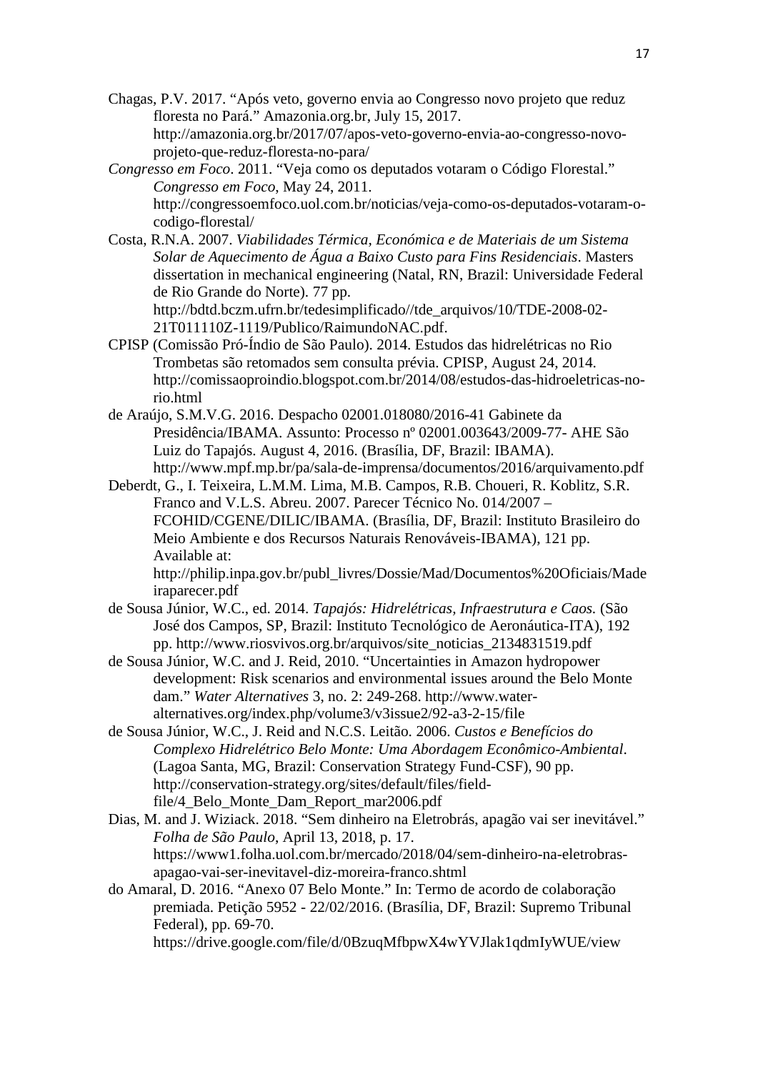Chagas, P.V. 2017. "Após veto, governo envia ao Congresso novo projeto que reduz floresta no Pará." Amazonia.org.br, July 15, 2017. http://amazonia.org.br/2017/07/apos-veto-governo-envia-ao-congresso-novo-projeto-que-reduz-floresta-no-para/

*Congresso em Foco*. 2011. "Veja como os deputados votaram o Código Florestal." *Congresso em Foco*, May 24, 2011. http://congressoemfoco.uol.com.br/noticias/veja-como-os-deputados-votaram-o-codigo-florestal/

Costa, R.N.A. 2007. *Viabilidades Térmica, Económica e de Materiais de um Sistema Solar de Aquecimento de Água a Baixo Custo para Fins Residenciais*. Masters dissertation in mechanical engineering (Natal, RN, Brazil: Universidade Federal de Rio Grande do Norte). 77 pp. http://bdtd.bczm.ufrn.br/tedesimplificado//tde_arquivos/10/TDE-2008-02-21T011110Z-1119/Publico/RaimundoNAC.pdf.

CPISP (Comissão Pró-Índio de São Paulo). 2014. Estudos das hidrelétricas no Rio Trombetas são retomados sem consulta prévia. CPISP, August 24, 2014. http://comissaoproindio.blogspot.com.br/2014/08/estudos-das-hidroeletricas-no-rio.html

de Araújo, S.M.V.G. 2016. Despacho 02001.018080/2016-41 Gabinete da Presidência/IBAMA. Assunto: Processo nº 02001.003643/2009-77- AHE São Luiz do Tapajós. August 4, 2016. (Brasília, DF, Brazil: IBAMA). http://www.mpf.mp.br/pa/sala-de-imprensa/documentos/2016/arquivamento.pdf

Deberdt, G., I. Teixeira, L.M.M. Lima, M.B. Campos, R.B. Choueri, R. Koblitz, S.R. Franco and V.L.S. Abreu. 2007. Parecer Técnico No. 014/2007 – FCOHID/CGENE/DILIC/IBAMA. (Brasília, DF, Brazil: Instituto Brasileiro do Meio Ambiente e dos Recursos Naturais Renováveis-IBAMA), 121 pp. Available at: http://philip.inpa.gov.br/publ_livres/Dossie/Mad/Documentos%20Oficiais/Madeiraparecer.pdf

de Sousa Júnior, W.C., ed. 2014. *Tapajós: Hidrelétricas, Infraestrutura e Caos.* (São José dos Campos, SP, Brazil: Instituto Tecnológico de Aeronáutica-ITA), 192 pp. http://www.riosvivos.org.br/arquivos/site_noticias_2134831519.pdf

de Sousa Júnior, W.C. and J. Reid, 2010. "Uncertainties in Amazon hydropower development: Risk scenarios and environmental issues around the Belo Monte dam." *Water Alternatives* 3, no. 2: 249-268. http://www.water-alternatives.org/index.php/volume3/v3issue2/92-a3-2-15/file

de Sousa Júnior, W.C., J. Reid and N.C.S. Leitão. 2006. *Custos e Benefícios do Complexo Hidrelétrico Belo Monte: Uma Abordagem Econômico-Ambiental*. (Lagoa Santa, MG, Brazil: Conservation Strategy Fund-CSF), 90 pp. http://conservation-strategy.org/sites/default/files/field-file/4_Belo_Monte_Dam_Report_mar2006.pdf

Dias, M. and J. Wiziack. 2018. "Sem dinheiro na Eletrobrás, apagão vai ser inevitável." *Folha de São Paulo*, April 13, 2018, p. 17. https://www1.folha.uol.com.br/mercado/2018/04/sem-dinheiro-na-eletrobras-apagao-vai-ser-inevitavel-diz-moreira-franco.shtml

do Amaral, D. 2016. "Anexo 07 Belo Monte." In: Termo de acordo de colaboração premiada. Petição 5952 - 22/02/2016. (Brasília, DF, Brazil: Supremo Tribunal Federal), pp. 69-70. https://drive.google.com/file/d/0BzuqMfbpwX4wYVJlak1qdmIyWUE/view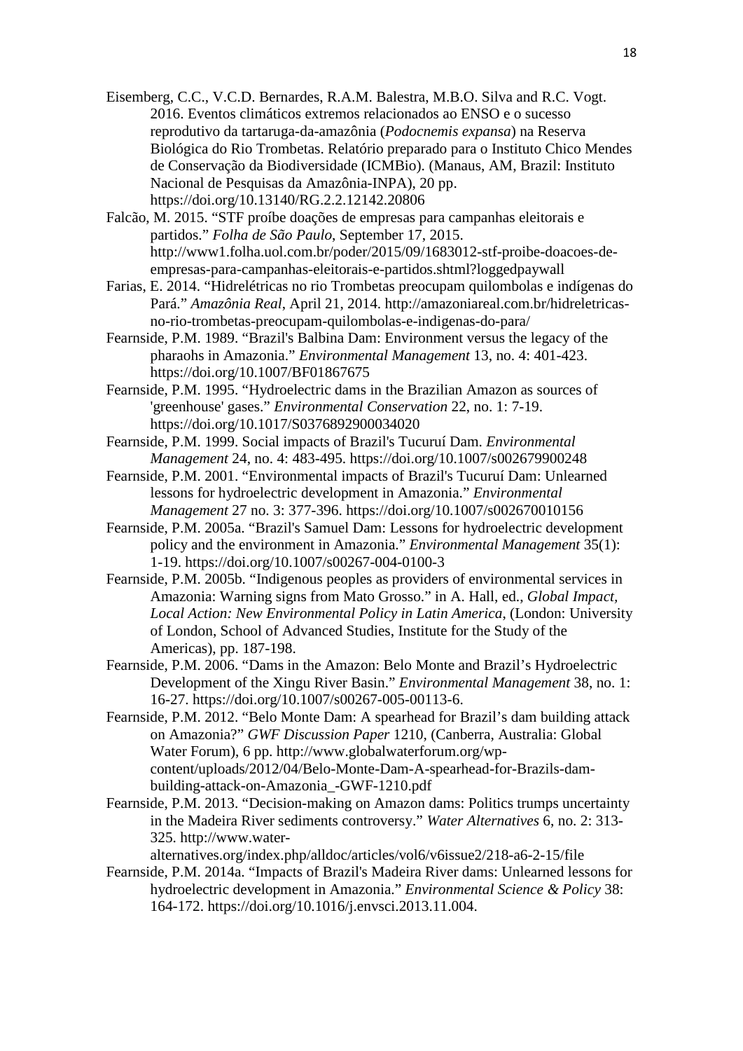Eisemberg, C.C., V.C.D. Bernardes, R.A.M. Balestra, M.B.O. Silva and R.C. Vogt. 2016. Eventos climáticos extremos relacionados ao ENSO e o sucesso reprodutivo da tartaruga-da-amazônia (*Podocnemis expansa*) na Reserva Biológica do Rio Trombetas. Relatório preparado para o Instituto Chico Mendes de Conservação da Biodiversidade (ICMBio). (Manaus, AM, Brazil: Instituto Nacional de Pesquisas da Amazônia-INPA), 20 pp. https://doi.org/10.13140/RG.2.2.12142.20806

Falcão, M. 2015. "STF proíbe doações de empresas para campanhas eleitorais e partidos." *Folha de São Paulo*, September 17, 2015. http://www1.folha.uol.com.br/poder/2015/09/1683012-stf-proibe-doacoes-de-empresas-para-campanhas-eleitorais-e-partidos.shtml?loggedpaywall

Farias, E. 2014. "Hidrelétricas no rio Trombetas preocupam quilombolas e indígenas do Pará." *Amazônia Real*, April 21, 2014. http://amazoniareal.com.br/hidreletricas-no-rio-trombetas-preocupam-quilombolas-e-indigenas-do-para/

Fearnside, P.M. 1989. "Brazil's Balbina Dam: Environment versus the legacy of the pharaohs in Amazonia." *Environmental Management* 13, no. 4: 401-423. https://doi.org/10.1007/BF01867675

Fearnside, P.M. 1995. "Hydroelectric dams in the Brazilian Amazon as sources of 'greenhouse' gases." *Environmental Conservation* 22, no. 1: 7-19. https://doi.org/10.1017/S0376892900034020

Fearnside, P.M. 1999. Social impacts of Brazil's Tucuruí Dam. *Environmental Management* 24, no. 4: 483-495. https://doi.org/10.1007/s002679900248

Fearnside, P.M. 2001. "Environmental impacts of Brazil's Tucuruí Dam: Unlearned lessons for hydroelectric development in Amazonia." *Environmental Management* 27 no. 3: 377-396. https://doi.org/10.1007/s002670010156

Fearnside, P.M. 2005a. "Brazil's Samuel Dam: Lessons for hydroelectric development policy and the environment in Amazonia." *Environmental Management* 35(1): 1-19. https://doi.org/10.1007/s00267-004-0100-3

Fearnside, P.M. 2005b. "Indigenous peoples as providers of environmental services in Amazonia: Warning signs from Mato Grosso." in A. Hall, ed., *Global Impact, Local Action: New Environmental Policy in Latin America*, (London: University of London, School of Advanced Studies, Institute for the Study of the Americas), pp. 187-198.

Fearnside, P.M. 2006. "Dams in the Amazon: Belo Monte and Brazil's Hydroelectric Development of the Xingu River Basin." *Environmental Management* 38, no. 1: 16-27. https://doi.org/10.1007/s00267-005-00113-6.

Fearnside, P.M. 2012. "Belo Monte Dam: A spearhead for Brazil's dam building attack on Amazonia?" *GWF Discussion Paper* 1210, (Canberra, Australia: Global Water Forum), 6 pp. http://www.globalwaterforum.org/wp-content/uploads/2012/04/Belo-Monte-Dam-A-spearhead-for-Brazils-dam-building-attack-on-Amazonia_-GWF-1210.pdf

Fearnside, P.M. 2013. "Decision-making on Amazon dams: Politics trumps uncertainty in the Madeira River sediments controversy." *Water Alternatives* 6, no. 2: 313-325. http://www.water-alternatives.org/index.php/alldoc/articles/vol6/v6issue2/218-a6-2-15/file

Fearnside, P.M. 2014a. "Impacts of Brazil's Madeira River dams: Unlearned lessons for hydroelectric development in Amazonia." *Environmental Science & Policy* 38: 164-172. https://doi.org/10.1016/j.envsci.2013.11.004.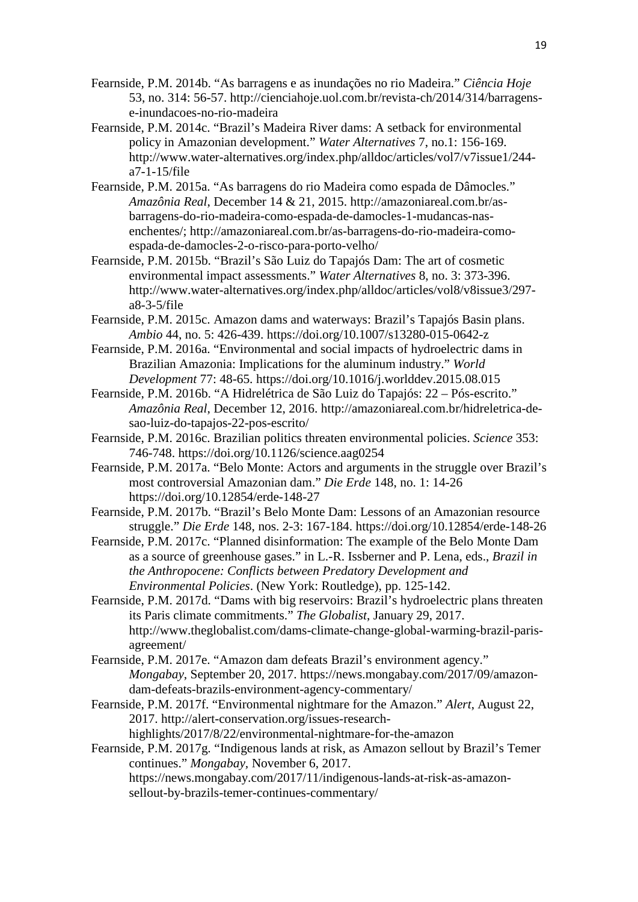Fearnside, P.M. 2014b. “As barragens e as inundações no rio Madeira.” *Ciência Hoje* 53, no. 314: 56-57. http://cienciahoje.uol.com.br/revista-ch/2014/314/barragens-e-inundacoes-no-rio-madeira

Fearnside, P.M. 2014c. “Brazil’s Madeira River dams: A setback for environmental policy in Amazonian development.” *Water Alternatives* 7, no.1: 156-169. http://www.water-alternatives.org/index.php/alldoc/articles/vol7/v7issue1/244-a7-1-15/file

Fearnside, P.M. 2015a. “As barragens do rio Madeira como espada de Dâmocles.” *Amazônia Real*, December 14 & 21, 2015. http://amazoniareal.com.br/as-barragens-do-rio-madeira-como-espada-de-damocles-1-mudancas-nas-enchentes/; http://amazoniareal.com.br/as-barragens-do-rio-madeira-como-espada-de-damocles-2-o-risco-para-porto-velho/

Fearnside, P.M. 2015b. “Brazil’s São Luiz do Tapajós Dam: The art of cosmetic environmental impact assessments.” *Water Alternatives* 8, no. 3: 373-396. http://www.water-alternatives.org/index.php/alldoc/articles/vol8/v8issue3/297-a8-3-5/file

Fearnside, P.M. 2015c. Amazon dams and waterways: Brazil’s Tapajós Basin plans. *Ambio* 44, no. 5: 426-439. https://doi.org/10.1007/s13280-015-0642-z

Fearnside, P.M. 2016a. “Environmental and social impacts of hydroelectric dams in Brazilian Amazonia: Implications for the aluminum industry.” *World Development* 77: 48-65. https://doi.org/10.1016/j.worlddev.2015.08.015

Fearnside, P.M. 2016b. “A Hidrelétrica de São Luiz do Tapajós: 22 – Pós-escrito.” *Amazônia Real*, December 12, 2016. http://amazoniareal.com.br/hidreletrica-de-sao-luiz-do-tapajos-22-pos-escrito/

Fearnside, P.M. 2016c. Brazilian politics threaten environmental policies. *Science* 353: 746-748. https://doi.org/10.1126/science.aag0254

Fearnside, P.M. 2017a. “Belo Monte: Actors and arguments in the struggle over Brazil’s most controversial Amazonian dam.” *Die Erde* 148, no. 1: 14-26 https://doi.org/10.12854/erde-148-27

Fearnside, P.M. 2017b. “Brazil’s Belo Monte Dam: Lessons of an Amazonian resource struggle.” *Die Erde* 148, nos. 2-3: 167-184. https://doi.org/10.12854/erde-148-26

Fearnside, P.M. 2017c. “Planned disinformation: The example of the Belo Monte Dam as a source of greenhouse gases.” in L.-R. Issberner and P. Lena, eds., *Brazil in the Anthropocene: Conflicts between Predatory Development and Environmental Policies*. (New York: Routledge), pp. 125-142.

Fearnside, P.M. 2017d. “Dams with big reservoirs: Brazil’s hydroelectric plans threaten its Paris climate commitments.” *The Globalist*, January 29, 2017. http://www.theglobalist.com/dams-climate-change-global-warming-brazil-paris-agreement/

Fearnside, P.M. 2017e. “Amazon dam defeats Brazil’s environment agency.” *Mongabay*, September 20, 2017. https://news.mongabay.com/2017/09/amazon-dam-defeats-brazils-environment-agency-commentary/

Fearnside, P.M. 2017f. “Environmental nightmare for the Amazon.” *Alert*, August 22, 2017. http://alert-conservation.org/issues-research-highlights/2017/8/22/environmental-nightmare-for-the-amazon

Fearnside, P.M. 2017g. “Indigenous lands at risk, as Amazon sellout by Brazil’s Temer continues.” *Mongabay*, November 6, 2017. https://news.mongabay.com/2017/11/indigenous-lands-at-risk-as-amazon-sellout-by-brazils-temer-continues-commentary/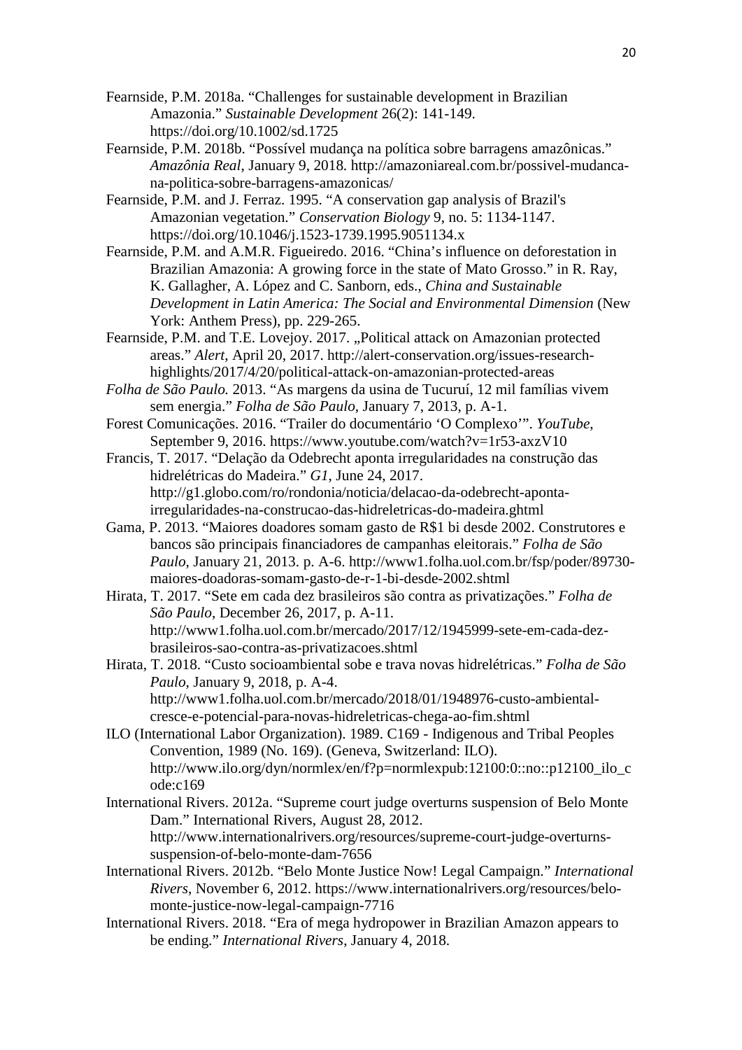Fearnside, P.M. 2018a. “Challenges for sustainable development in Brazilian Amazonia.” *Sustainable Development* 26(2): 141-149. https://doi.org/10.1002/sd.1725

Fearnside, P.M. 2018b. “Possível mudança na política sobre barragens amazônicas.” *Amazônia Real*, January 9, 2018. http://amazoniareal.com.br/possivel-mudanca-na-politica-sobre-barragens-amazonicas/

Fearnside, P.M. and J. Ferraz. 1995. “A conservation gap analysis of Brazil's Amazonian vegetation.” *Conservation Biology* 9, no. 5: 1134-1147. https://doi.org/10.1046/j.1523-1739.1995.9051134.x

Fearnside, P.M. and A.M.R. Figueiredo. 2016. “China’s influence on deforestation in Brazilian Amazonia: A growing force in the state of Mato Grosso.” in R. Ray, K. Gallagher, A. López and C. Sanborn, eds., *China and Sustainable Development in Latin America: The Social and Environmental Dimension* (New York: Anthem Press), pp. 229-265.

Fearnside, P.M. and T.E. Lovejoy. 2017. „Political attack on Amazonian protected areas.” *Alert*, April 20, 2017. http://alert-conservation.org/issues-research-highlights/2017/4/20/political-attack-on-amazonian-protected-areas

*Folha de São Paulo.* 2013. “As margens da usina de Tucuruí, 12 mil famílias vivem sem energia.” *Folha de São Paulo*, January 7, 2013, p. A-1.

Forest Comunicações. 2016. “Trailer do documentário ‘O Complexo’”. *YouTube*, September 9, 2016. https://www.youtube.com/watch?v=1r53-axzV10

Francis, T. 2017. “Delação da Odebrecht aponta irregularidades na construção das hidrelétricas do Madeira.” *G1*, June 24, 2017. http://g1.globo.com/ro/rondonia/noticia/delacao-da-odebrecht-aponta-irregularidades-na-construcao-das-hidreletricas-do-madeira.ghtml

Gama, P. 2013. “Maiores doadores somam gasto de R$1 bi desde 2002. Construtores e bancos são principais financiadores de campanhas eleitorais.” *Folha de São Paulo*, January 21, 2013. p. A-6. http://www1.folha.uol.com.br/fsp/poder/89730-maiores-doadoras-somam-gasto-de-r-1-bi-desde-2002.shtml

Hirata, T. 2017. “Sete em cada dez brasileiros são contra as privatizações.” *Folha de São Paulo*, December 26, 2017, p. A-11. http://www1.folha.uol.com.br/mercado/2017/12/1945999-sete-em-cada-dez-brasileiros-sao-contra-as-privatizacoes.shtml

Hirata, T. 2018. “Custo socioambiental sobe e trava novas hidrelétricas.” *Folha de São Paulo*, January 9, 2018, p. A-4. http://www1.folha.uol.com.br/mercado/2018/01/1948976-custo-ambiental-cresce-e-potencial-para-novas-hidreletricas-chega-ao-fim.shtml

ILO (International Labor Organization). 1989. C169 - Indigenous and Tribal Peoples Convention, 1989 (No. 169). (Geneva, Switzerland: ILO). http://www.ilo.org/dyn/normlex/en/f?p=normlexpub:12100:0::no::p12100_ilo_code:c169

International Rivers. 2012a. “Supreme court judge overturns suspension of Belo Monte Dam.” International Rivers, August 28, 2012. http://www.internationalrivers.org/resources/supreme-court-judge-overturns-suspension-of-belo-monte-dam-7656

International Rivers. 2012b. “Belo Monte Justice Now! Legal Campaign.” *International Rivers*, November 6, 2012. https://www.internationalrivers.org/resources/belo-monte-justice-now-legal-campaign-7716

International Rivers. 2018. “Era of mega hydropower in Brazilian Amazon appears to be ending.” *International Rivers*, January 4, 2018.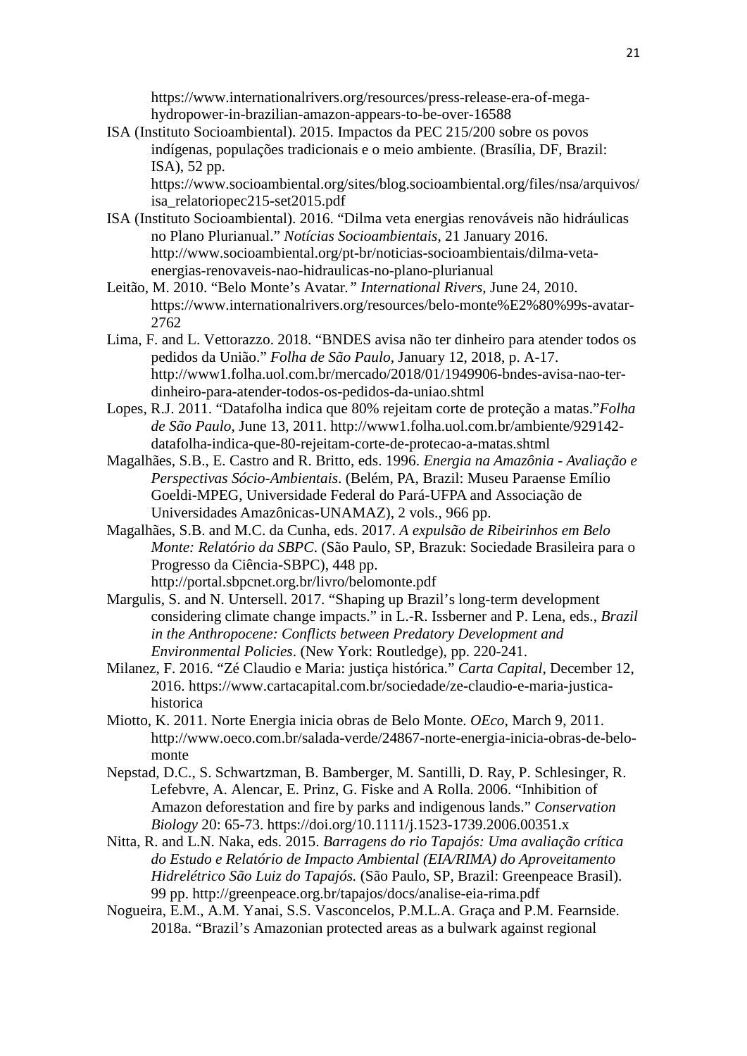https://www.internationalrivers.org/resources/press-release-era-of-mega-hydropower-in-brazilian-amazon-appears-to-be-over-16588

ISA (Instituto Socioambiental). 2015. Impactos da PEC 215/200 sobre os povos indígenas, populações tradicionais e o meio ambiente. (Brasília, DF, Brazil: ISA), 52 pp. https://www.socioambiental.org/sites/blog.socioambiental.org/files/nsa/arquivos/isa_relatoriopec215-set2015.pdf

ISA (Instituto Socioambiental). 2016. "Dilma veta energias renováveis não hidráulicas no Plano Plurianual." *Notícias Socioambientais*, 21 January 2016. http://www.socioambiental.org/pt-br/noticias-socioambientais/dilma-veta-energias-renovaveis-nao-hidraulicas-no-plano-plurianual

Leitão, M. 2010. "Belo Monte's Avatar*."* *International Rivers*, June 24, 2010. https://www.internationalrivers.org/resources/belo-monte%E2%80%99s-avatar-2762

Lima, F. and L. Vettorazzo. 2018. "BNDES avisa não ter dinheiro para atender todos os pedidos da União." *Folha de São Paulo*, January 12, 2018, p. A-17. http://www1.folha.uol.com.br/mercado/2018/01/1949906-bndes-avisa-nao-ter-dinheiro-para-atender-todos-os-pedidos-da-uniao.shtml

Lopes, R.J. 2011. "Datafolha indica que 80% rejeitam corte de proteção a matas."*Folha de São Paulo*, June 13, 2011. http://www1.folha.uol.com.br/ambiente/929142-datafolha-indica-que-80-rejeitam-corte-de-protecao-a-matas.shtml

Magalhães, S.B., E. Castro and R. Britto, eds. 1996. *Energia na Amazônia - Avaliação e Perspectivas Sócio-Ambientais*. (Belém, PA, Brazil: Museu Paraense Emílio Goeldi-MPEG, Universidade Federal do Pará-UFPA and Associação de Universidades Amazônicas-UNAMAZ), 2 vols., 966 pp.

Magalhães, S.B. and M.C. da Cunha, eds. 2017. *A expulsão de Ribeirinhos em Belo Monte: Relatório da SBPC*. (São Paulo, SP, Brazuk: Sociedade Brasileira para o Progresso da Ciência-SBPC), 448 pp. http://portal.sbpcnet.org.br/livro/belomonte.pdf

Margulis, S. and N. Untersell. 2017. "Shaping up Brazil's long-term development considering climate change impacts." in L.-R. Issberner and P. Lena, eds., *Brazil in the Anthropocene: Conflicts between Predatory Development and Environmental Policies*. (New York: Routledge), pp. 220-241.

Milanez, F. 2016. "Zé Claudio e Maria: justiça histórica." *Carta Capital*, December 12, 2016. https://www.cartacapital.com.br/sociedade/ze-claudio-e-maria-justica-historica

Miotto, K. 2011. Norte Energia inicia obras de Belo Monte. *OEco*, March 9, 2011. http://www.oeco.com.br/salada-verde/24867-norte-energia-inicia-obras-de-belo-monte

Nepstad, D.C., S. Schwartzman, B. Bamberger, M. Santilli, D. Ray, P. Schlesinger, R. Lefebvre, A. Alencar, E. Prinz, G. Fiske and A Rolla. 2006. "Inhibition of Amazon deforestation and fire by parks and indigenous lands." *Conservation Biology* 20: 65-73. https://doi.org/10.1111/j.1523-1739.2006.00351.x

Nitta, R. and L.N. Naka, eds. 2015. *Barragens do rio Tapajós: Uma avaliação crítica do Estudo e Relatório de Impacto Ambiental (EIA/RIMA) do Aproveitamento Hidrelétrico São Luiz do Tapajós.* (São Paulo, SP, Brazil: Greenpeace Brasil). 99 pp. http://greenpeace.org.br/tapajos/docs/analise-eia-rima.pdf

Nogueira, E.M., A.M. Yanai, S.S. Vasconcelos, P.M.L.A. Graça and P.M. Fearnside. 2018a. "Brazil's Amazonian protected areas as a bulwark against regional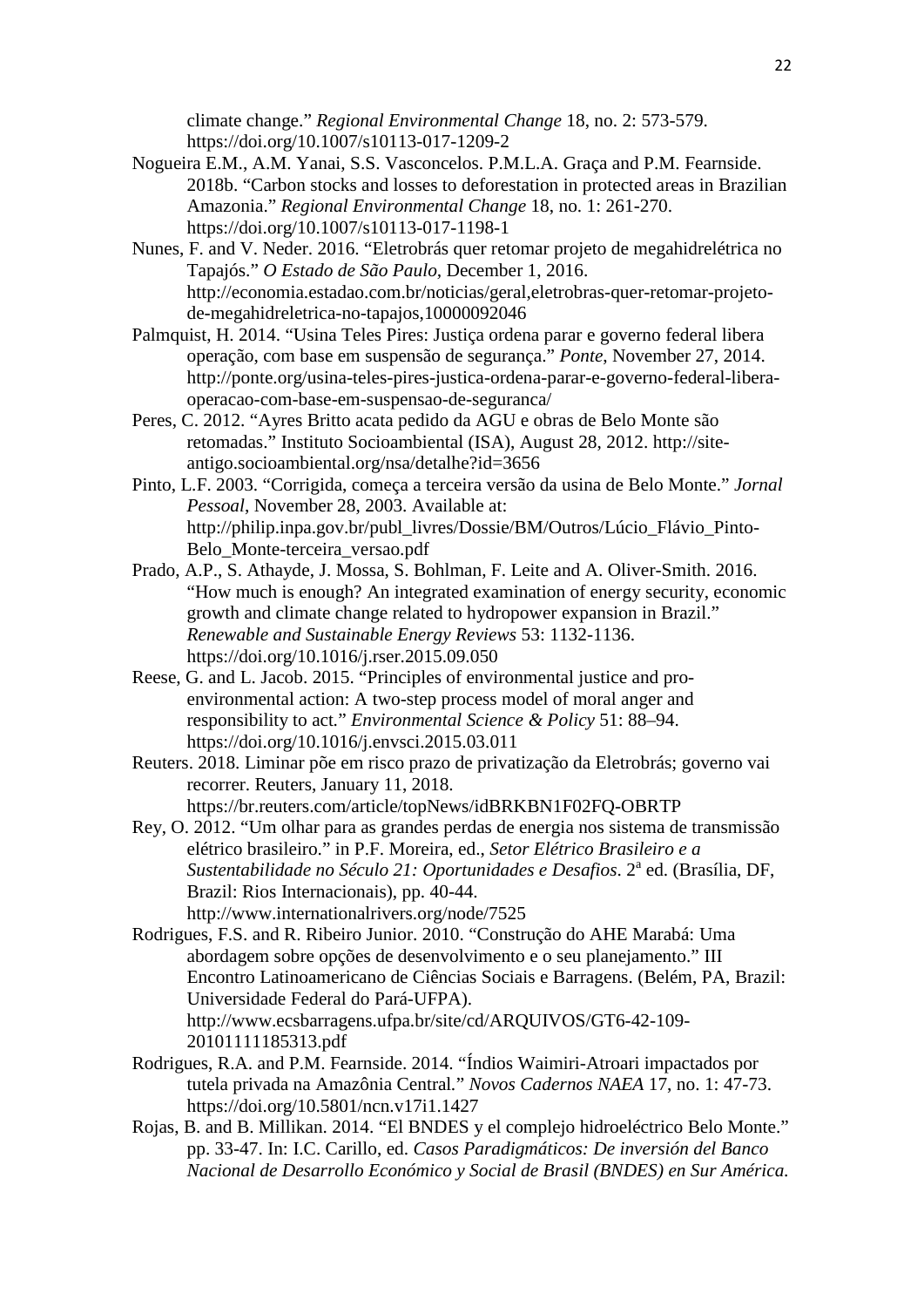climate change." *Regional Environmental Change* 18, no. 2: 573-579. https://doi.org/10.1007/s10113-017-1209-2

Nogueira E.M., A.M. Yanai, S.S. Vasconcelos. P.M.L.A. Graça and P.M. Fearnside. 2018b. "Carbon stocks and losses to deforestation in protected areas in Brazilian Amazonia." *Regional Environmental Change* 18, no. 1: 261-270. https://doi.org/10.1007/s10113-017-1198-1

Nunes, F. and V. Neder. 2016. "Eletrobrás quer retomar projeto de megahidrelétrica no Tapajós." *O Estado de São Paulo*, December 1, 2016. http://economia.estadao.com.br/noticias/geral,eletrobras-quer-retomar-projeto-de-megahidreletrica-no-tapajos,10000092046

Palmquist, H. 2014. "Usina Teles Pires: Justiça ordena parar e governo federal libera operação, com base em suspensão de segurança." *Ponte*, November 27, 2014. http://ponte.org/usina-teles-pires-justica-ordena-parar-e-governo-federal-libera-operacao-com-base-em-suspensao-de-seguranca/

Peres, C. 2012. "Ayres Britto acata pedido da AGU e obras de Belo Monte são retomadas." Instituto Socioambiental (ISA), August 28, 2012. http://site-antigo.socioambiental.org/nsa/detalhe?id=3656

Pinto, L.F. 2003. "Corrigida, começa a terceira versão da usina de Belo Monte." *Jornal Pessoal*, November 28, 2003. Available at: http://philip.inpa.gov.br/publ_livres/Dossie/BM/Outros/Lúcio_Flávio_Pinto-Belo_Monte-terceira_versao.pdf

Prado, A.P., S. Athayde, J. Mossa, S. Bohlman, F. Leite and A. Oliver-Smith. 2016. "How much is enough? An integrated examination of energy security, economic growth and climate change related to hydropower expansion in Brazil." *Renewable and Sustainable Energy Reviews* 53: 1132-1136. https://doi.org/10.1016/j.rser.2015.09.050

Reese, G. and L. Jacob. 2015. "Principles of environmental justice and pro-environmental action: A two-step process model of moral anger and responsibility to act." *Environmental Science & Policy* 51: 88–94. https://doi.org/10.1016/j.envsci.2015.03.011

Reuters. 2018. Liminar põe em risco prazo de privatização da Eletrobrás; governo vai recorrer. Reuters, January 11, 2018. https://br.reuters.com/article/topNews/idBRKBN1F02FQ-OBRTP

Rey, O. 2012. "Um olhar para as grandes perdas de energia nos sistema de transmissão elétrico brasileiro." in P.F. Moreira, ed., *Setor Elétrico Brasileiro e a Sustentabilidade no Século 21: Oportunidades e Desafios*. 2ª ed. (Brasília, DF, Brazil: Rios Internacionais), pp. 40-44. http://www.internationalrivers.org/node/7525

Rodrigues, F.S. and R. Ribeiro Junior. 2010. "Construção do AHE Marabá: Uma abordagem sobre opções de desenvolvimento e o seu planejamento." III Encontro Latinoamericano de Ciências Sociais e Barragens. (Belém, PA, Brazil: Universidade Federal do Pará-UFPA). http://www.ecsbarragens.ufpa.br/site/cd/ARQUIVOS/GT6-42-109-20101111185313.pdf

Rodrigues, R.A. and P.M. Fearnside. 2014. "Índios Waimiri-Atroari impactados por tutela privada na Amazônia Central." *Novos Cadernos NAEA* 17, no. 1: 47-73. https://doi.org/10.5801/ncn.v17i1.1427

Rojas, B. and B. Millikan. 2014. "El BNDES y el complejo hidroeléctrico Belo Monte." pp. 33-47. In: I.C. Carillo, ed. *Casos Paradigmáticos: De inversión del Banco Nacional de Desarrollo Económico y Social de Brasil (BNDES) en Sur América.*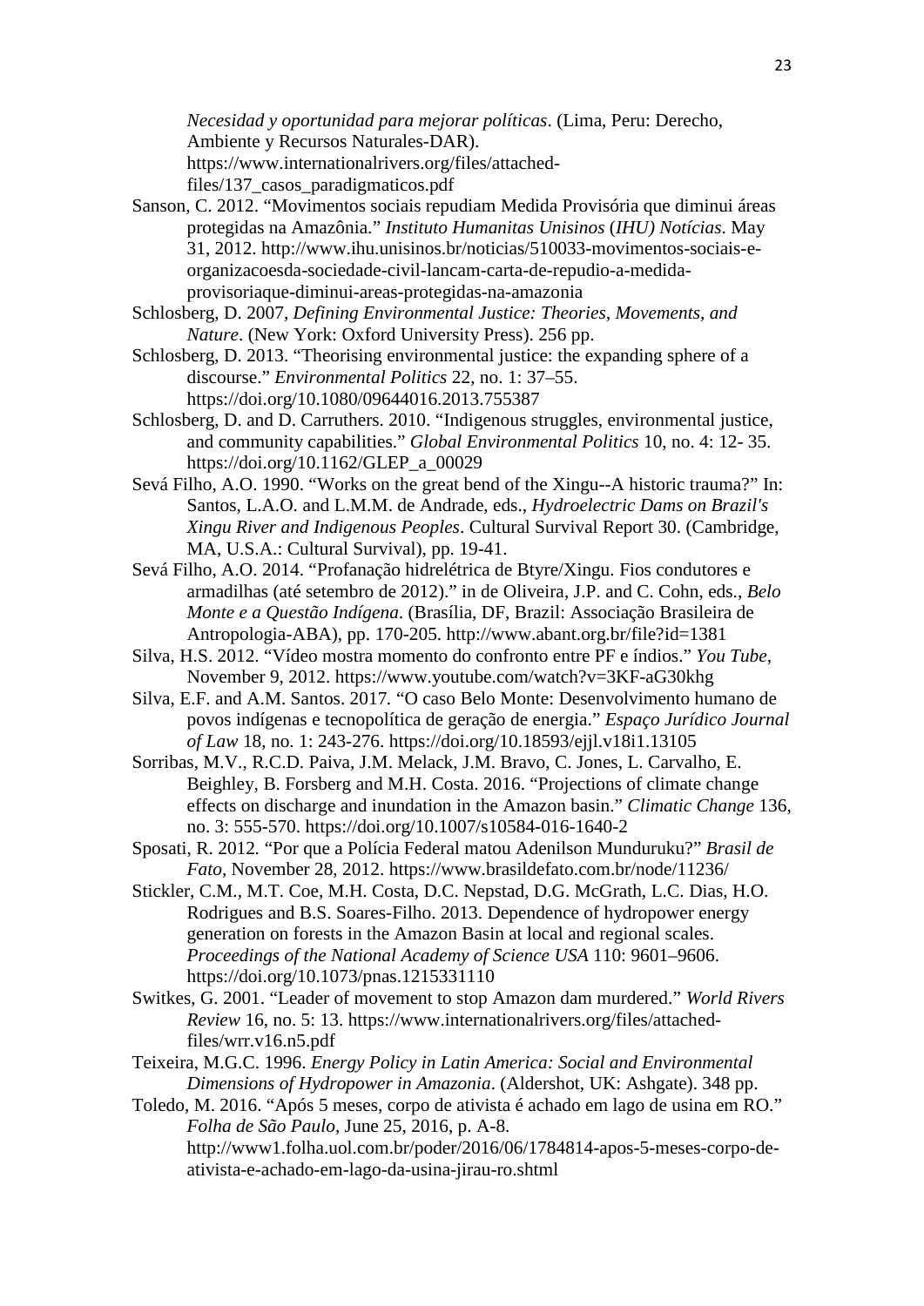*Necesidad y oportunidad para mejorar políticas*. (Lima, Peru: Derecho, Ambiente y Recursos Naturales-DAR). https://www.internationalrivers.org/files/attached-files/137_casos_paradigmaticos.pdf

Sanson, C. 2012. "Movimentos sociais repudiam Medida Provisória que diminui áreas protegidas na Amazônia." *Instituto Humanitas Unisinos* (*IHU) Notícias*. May 31, 2012. http://www.ihu.unisinos.br/noticias/510033-movimentos-sociais-e-organizacoesda-sociedade-civil-lancam-carta-de-repudio-a-medida-provisoriaque-diminui-areas-protegidas-na-amazonia

Schlosberg, D. 2007, *Defining Environmental Justice: Theories, Movements, and Nature*. (New York: Oxford University Press). 256 pp.

Schlosberg, D. 2013. "Theorising environmental justice: the expanding sphere of a discourse." *Environmental Politics* 22, no. 1: 37–55. https://doi.org/10.1080/09644016.2013.755387

Schlosberg, D. and D. Carruthers. 2010. "Indigenous struggles, environmental justice, and community capabilities." *Global Environmental Politics* 10, no. 4: 12- 35. https://doi.org/10.1162/GLEP_a_00029

Sevá Filho, A.O. 1990. "Works on the great bend of the Xingu--A historic trauma?" In: Santos, L.A.O. and L.M.M. de Andrade, eds., *Hydroelectric Dams on Brazil's Xingu River and Indigenous Peoples*. Cultural Survival Report 30. (Cambridge, MA, U.S.A.: Cultural Survival), pp. 19-41.

Sevá Filho, A.O. 2014. "Profanação hidrelétrica de Btyre/Xingu. Fios condutores e armadilhas (até setembro de 2012)." in de Oliveira, J.P. and C. Cohn, eds., *Belo Monte e a Questão Indígena*. (Brasília, DF, Brazil: Associação Brasileira de Antropologia-ABA), pp. 170-205. http://www.abant.org.br/file?id=1381

Silva, H.S. 2012. "Vídeo mostra momento do confronto entre PF e índios." *You Tube*, November 9, 2012. https://www.youtube.com/watch?v=3KF-aG30khg

Silva, E.F. and A.M. Santos. 2017. "O caso Belo Monte: Desenvolvimento humano de povos indígenas e tecnopolítica de geração de energia." *Espaço Jurídico Journal of Law* 18, no. 1: 243-276. https://doi.org/10.18593/ejjl.v18i1.13105

Sorribas, M.V., R.C.D. Paiva, J.M. Melack, J.M. Bravo, C. Jones, L. Carvalho, E. Beighley, B. Forsberg and M.H. Costa. 2016. "Projections of climate change effects on discharge and inundation in the Amazon basin." *Climatic Change* 136, no. 3: 555-570. https://doi.org/10.1007/s10584-016-1640-2

Sposati, R. 2012. "Por que a Polícia Federal matou Adenilson Munduruku?" *Brasil de Fato*, November 28, 2012. https://www.brasildefato.com.br/node/11236/

Stickler, C.M., M.T. Coe, M.H. Costa, D.C. Nepstad, D.G. McGrath, L.C. Dias, H.O. Rodrigues and B.S. Soares-Filho. 2013. Dependence of hydropower energy generation on forests in the Amazon Basin at local and regional scales. *Proceedings of the National Academy of Science USA* 110: 9601–9606. https://doi.org/10.1073/pnas.1215331110

Switkes, G. 2001. "Leader of movement to stop Amazon dam murdered." *World Rivers Review* 16, no. 5: 13. https://www.internationalrivers.org/files/attached-files/wrr.v16.n5.pdf

Teixeira, M.G.C. 1996. *Energy Policy in Latin America: Social and Environmental Dimensions of Hydropower in Amazonia*. (Aldershot, UK: Ashgate). 348 pp.

Toledo, M. 2016. "Após 5 meses, corpo de ativista é achado em lago de usina em RO." *Folha de São Paulo*, June 25, 2016, p. A-8. http://www1.folha.uol.com.br/poder/2016/06/1784814-apos-5-meses-corpo-de-ativista-e-achado-em-lago-da-usina-jirau-ro.shtml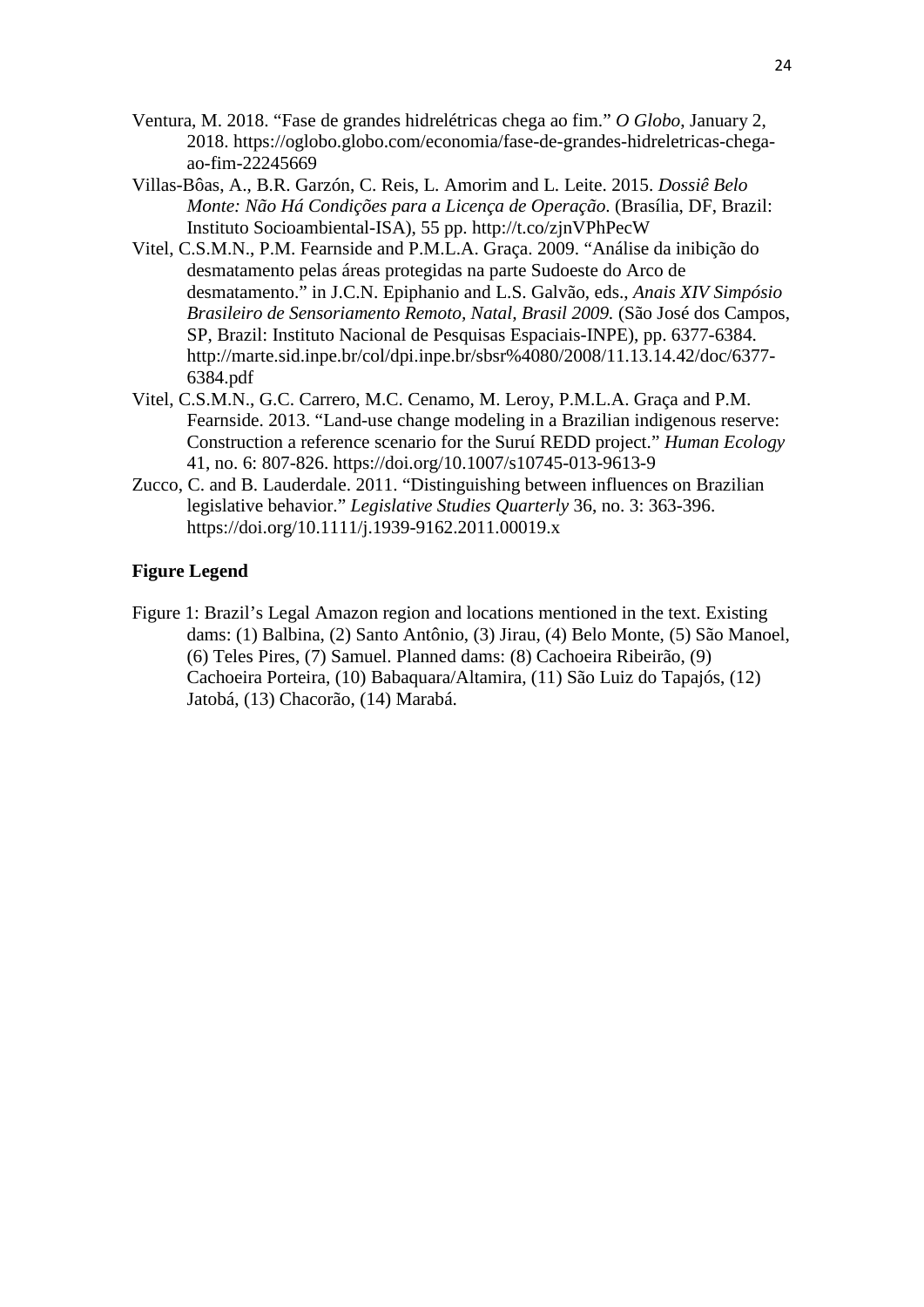Ventura, M. 2018. "Fase de grandes hidrelétricas chega ao fim." *O Globo*, January 2, 2018. https://oglobo.globo.com/economia/fase-de-grandes-hidreletricas-chega-ao-fim-22245669

Villas-Bôas, A., B.R. Garzón, C. Reis, L. Amorim and L. Leite. 2015. *Dossiê Belo Monte: Não Há Condições para a Licença de Operação*. (Brasília, DF, Brazil: Instituto Socioambiental-ISA), 55 pp. http://t.co/zjnVPhPecW

Vitel, C.S.M.N., P.M. Fearnside and P.M.L.A. Graça. 2009. "Análise da inibição do desmatamento pelas áreas protegidas na parte Sudoeste do Arco de desmatamento." in J.C.N. Epiphanio and L.S. Galvão, eds., *Anais XIV Simpósio Brasileiro de Sensoriamento Remoto, Natal, Brasil 2009.* (São José dos Campos, SP, Brazil: Instituto Nacional de Pesquisas Espaciais-INPE), pp. 6377-6384. http://marte.sid.inpe.br/col/dpi.inpe.br/sbsr%4080/2008/11.13.14.42/doc/6377-6384.pdf

Vitel, C.S.M.N., G.C. Carrero, M.C. Cenamo, M. Leroy, P.M.L.A. Graça and P.M. Fearnside. 2013. "Land-use change modeling in a Brazilian indigenous reserve: Construction a reference scenario for the Suruí REDD project." *Human Ecology* 41, no. 6: 807-826. https://doi.org/10.1007/s10745-013-9613-9

Zucco, C. and B. Lauderdale. 2011. "Distinguishing between influences on Brazilian legislative behavior." *Legislative Studies Quarterly* 36, no. 3: 363-396. https://doi.org/10.1111/j.1939-9162.2011.00019.x

**Figure Legend**

Figure 1: Brazil's Legal Amazon region and locations mentioned in the text. Existing dams: (1) Balbina, (2) Santo Antônio, (3) Jirau, (4) Belo Monte, (5) São Manoel, (6) Teles Pires, (7) Samuel. Planned dams: (8) Cachoeira Ribeirão, (9) Cachoeira Porteira, (10) Babaquara/Altamira, (11) São Luiz do Tapajós, (12) Jatobá, (13) Chacorão, (14) Marabá.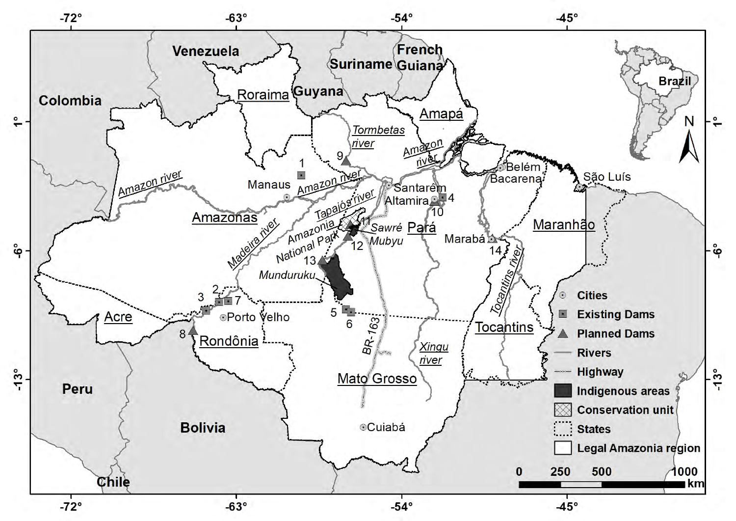-72° -63° -54° -45°

1° -6° -13°

Venezuela

French Guiana

Suriname

Guyana

Colombia

Roraima

Amapá

Brazil

N

Tormbetas river

Amazon river

Amazon river

Amazon river

Manaus

Santarém

Belém

Bacarena

São Luís

Altamira

Amazonas

Madeira river

Tapajós river

Amazonia National Park

Sawré Mubyu

Pará

Marabá

Maranhão

Munduruku

Tocantins river

Acre

Porto Velho

Rondônia

BR-163

Xingu river

Tocantins

Mato Grosso

Peru

Bolivia

Cuiabá

Chile

1 2 3 4 5 6 7 8 9 10 11 12 13 14

Cities

Existing Dams

Planned Dams

Rivers

Highway

Indigenous areas

Conservation unit

States

Legal Amazonia region

0 250 500 1000 km